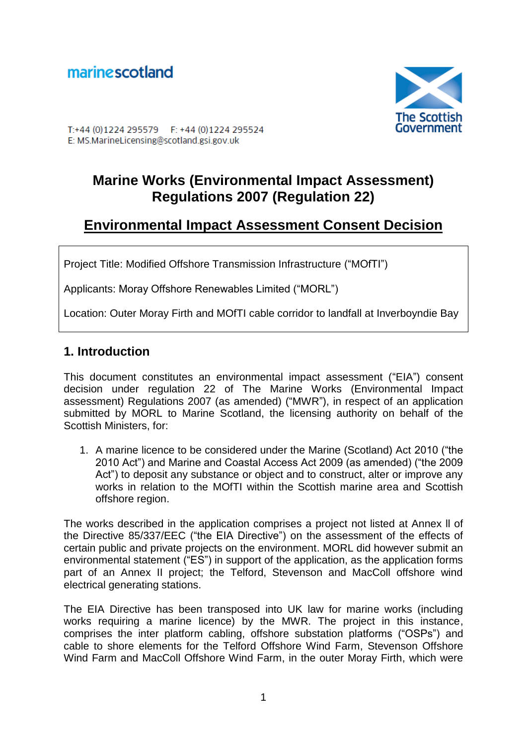marinescotland

The Scottish Government

T:+44 (0)1224 295579  F: +44 (0)1224 295524
E: MS.MarineLicensing@scotland.gsi.gov.uk

# Marine Works (Environmental Impact Assessment) Regulations 2007 (Regulation 22)

## Environmental Impact Assessment Consent Decision

Project Title: Modified Offshore Transmission Infrastructure ("MOfTI")

Applicants: Moray Offshore Renewables Limited ("MORL")

Location: Outer Moray Firth and MOfTI cable corridor to landfall at Inverboyndie Bay

## 1. Introduction

This document constitutes an environmental impact assessment ("EIA") consent decision under regulation 22 of The Marine Works (Environmental Impact assessment) Regulations 2007 (as amended) ("MWR"), in respect of an application submitted by MORL to Marine Scotland, the licensing authority on behalf of the Scottish Ministers, for:

1. A marine licence to be considered under the Marine (Scotland) Act 2010 ("the 2010 Act") and Marine and Coastal Access Act 2009 (as amended) ("the 2009 Act") to deposit any substance or object and to construct, alter or improve any works in relation to the MOfTI within the Scottish marine area and Scottish offshore region.

The works described in the application comprises a project not listed at Annex II of the Directive 85/337/EEC ("the EIA Directive") on the assessment of the effects of certain public and private projects on the environment. MORL did however submit an environmental statement ("ES") in support of the application, as the application forms part of an Annex II project; the Telford, Stevenson and MacColl offshore wind electrical generating stations.

The EIA Directive has been transposed into UK law for marine works (including works requiring a marine licence) by the MWR. The project in this instance, comprises the inter platform cabling, offshore substation platforms ("OSPs") and cable to shore elements for the Telford Offshore Wind Farm, Stevenson Offshore Wind Farm and MacColl Offshore Wind Farm, in the outer Moray Firth, which were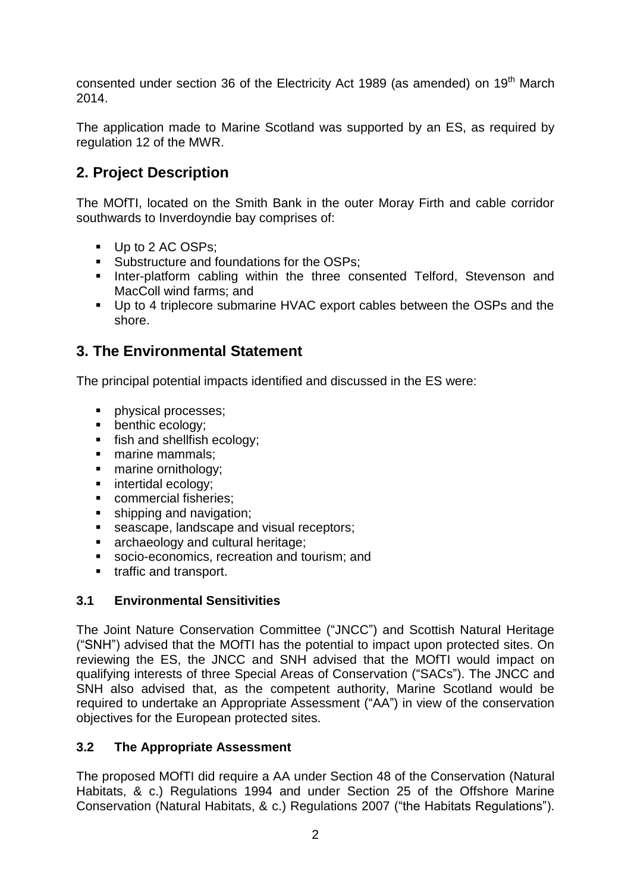consented under section 36 of the Electricity Act 1989 (as amended) on 19th March 2014.

The application made to Marine Scotland was supported by an ES, as required by regulation 12 of the MWR.

## 2. Project Description

The MOfTI, located on the Smith Bank in the outer Moray Firth and cable corridor southwards to Inverdoyndie bay comprises of:

- Up to 2 AC OSPs;
- Substructure and foundations for the OSPs;
- Inter-platform cabling within the three consented Telford, Stevenson and MacColl wind farms; and
- Up to 4 triplecore submarine HVAC export cables between the OSPs and the shore.

## 3. The Environmental Statement

The principal potential impacts identified and discussed in the ES were:

- physical processes;
- benthic ecology;
- fish and shellfish ecology;
- marine mammals;
- marine ornithology;
- intertidal ecology;
- commercial fisheries;
- shipping and navigation;
- seascape, landscape and visual receptors;
- archaeology and cultural heritage;
- socio-economics, recreation and tourism; and
- traffic and transport.

### 3.1 Environmental Sensitivities

The Joint Nature Conservation Committee ("JNCC") and Scottish Natural Heritage ("SNH") advised that the MOfTI has the potential to impact upon protected sites. On reviewing the ES, the JNCC and SNH advised that the MOfTI would impact on qualifying interests of three Special Areas of Conservation ("SACs"). The JNCC and SNH also advised that, as the competent authority, Marine Scotland would be required to undertake an Appropriate Assessment ("AA") in view of the conservation objectives for the European protected sites.

### 3.2 The Appropriate Assessment

The proposed MOfTI did require a AA under Section 48 of the Conservation (Natural Habitats, & c.) Regulations 1994 and under Section 25 of the Offshore Marine Conservation (Natural Habitats, & c.) Regulations 2007 ("the Habitats Regulations").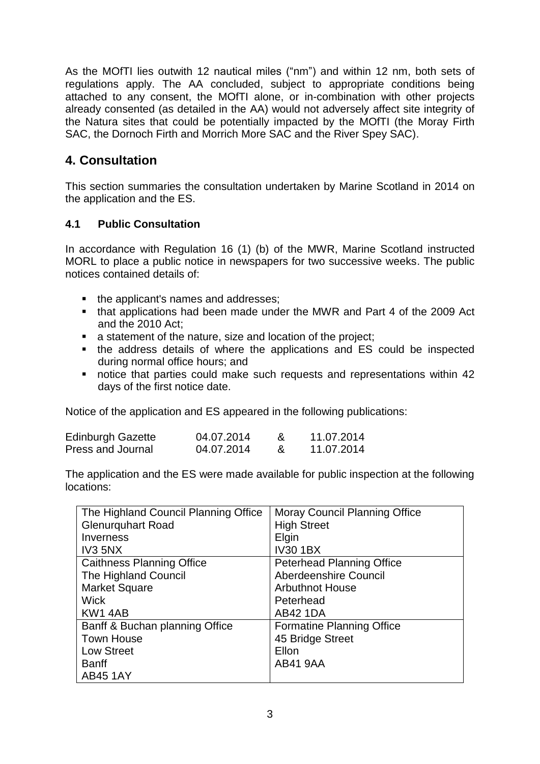As the MOfTI lies outwith 12 nautical miles ("nm") and within 12 nm, both sets of regulations apply. The AA concluded, subject to appropriate conditions being attached to any consent, the MOfTI alone, or in-combination with other projects already consented (as detailed in the AA) would not adversely affect site integrity of the Natura sites that could be potentially impacted by the MOfTI (the Moray Firth SAC, the Dornoch Firth and Morrich More SAC and the River Spey SAC).

## 4. Consultation

This section summaries the consultation undertaken by Marine Scotland in 2014 on the application and the ES.

### 4.1 Public Consultation

In accordance with Regulation 16 (1) (b) of the MWR, Marine Scotland instructed MORL to place a public notice in newspapers for two successive weeks. The public notices contained details of:

- the applicant's names and addresses;
- that applications had been made under the MWR and Part 4 of the 2009 Act and the 2010 Act;
- a statement of the nature, size and location of the project;
- the address details of where the applications and ES could be inspected during normal office hours; and
- notice that parties could make such requests and representations within 42 days of the first notice date.

Notice of the application and ES appeared in the following publications:

| | | | |
|---|---|---|---|
| Edinburgh Gazette | 04.07.2014 | & | 11.07.2014 |
| Press and Journal | 04.07.2014 | & | 11.07.2014 |

The application and the ES were made available for public inspection at the following locations:

| | |
|---|---|
| The Highland Council Planning Office<br>Glenurquhart Road<br>Inverness<br>IV3 5NX | Moray Council Planning Office<br>High Street<br>Elgin<br>IV30 1BX |
| Caithness Planning Office<br>The Highland Council<br>Market Square<br>Wick<br>KW1 4AB | Peterhead Planning Office<br>Aberdeenshire Council<br>Arbuthnot House<br>Peterhead<br>AB42 1DA |
| Banff & Buchan planning Office<br>Town House<br>Low Street<br>Banff<br>AB45 1AY | Formatine Planning Office<br>45 Bridge Street<br>Ellon<br>AB41 9AA |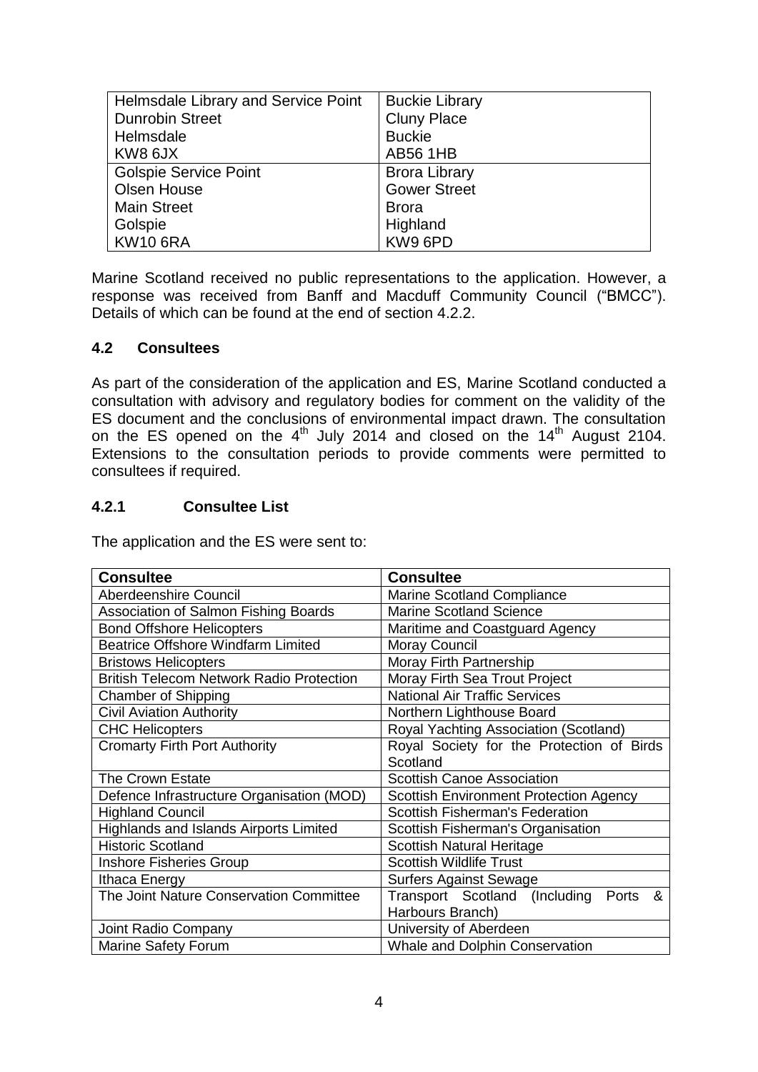| Helmsdale Library and Service Point<br>Dunrobin Street<br>Helmsdale<br>KW8 6JX | Buckie Library<br>Cluny Place<br>Buckie<br>AB56 1HB |
|---|---|
| Golspie Service Point<br>Olsen House<br>Main Street<br>Golspie<br>KW10 6RA | Brora Library<br>Gower Street<br>Brora<br>Highland<br>KW9 6PD |

Marine Scotland received no public representations to the application. However, a response was received from Banff and Macduff Community Council ("BMCC"). Details of which can be found at the end of section 4.2.2.

## 4.2 Consultees

As part of the consideration of the application and ES, Marine Scotland conducted a consultation with advisory and regulatory bodies for comment on the validity of the ES document and the conclusions of environmental impact drawn. The consultation on the ES opened on the 4th July 2014 and closed on the 14th August 2104. Extensions to the consultation periods to provide comments were permitted to consultees if required.

### 4.2.1 Consultee List

The application and the ES were sent to:

| Consultee | Consultee |
|---|---|
| Aberdeenshire Council | Marine Scotland Compliance |
| Association of Salmon Fishing Boards | Marine Scotland Science |
| Bond Offshore Helicopters | Maritime and Coastguard Agency |
| Beatrice Offshore Windfarm Limited | Moray Council |
| Bristows Helicopters | Moray Firth Partnership |
| British Telecom Network Radio Protection | Moray Firth Sea Trout Project |
| Chamber of Shipping | National Air Traffic Services |
| Civil Aviation Authority | Northern Lighthouse Board |
| CHC Helicopters | Royal Yachting Association (Scotland) |
| Cromarty Firth Port Authority | Royal Society for the Protection of Birds Scotland |
| The Crown Estate | Scottish Canoe Association |
| Defence Infrastructure Organisation (MOD) | Scottish Environment Protection Agency |
| Highland Council | Scottish Fisherman's Federation |
| Highlands and Islands Airports Limited | Scottish Fisherman's Organisation |
| Historic Scotland | Scottish Natural Heritage |
| Inshore Fisheries Group | Scottish Wildlife Trust |
| Ithaca Energy | Surfers Against Sewage |
| The Joint Nature Conservation Committee | Transport Scotland (Including Ports & Harbours Branch) |
| Joint Radio Company | University of Aberdeen |
| Marine Safety Forum | Whale and Dolphin Conservation |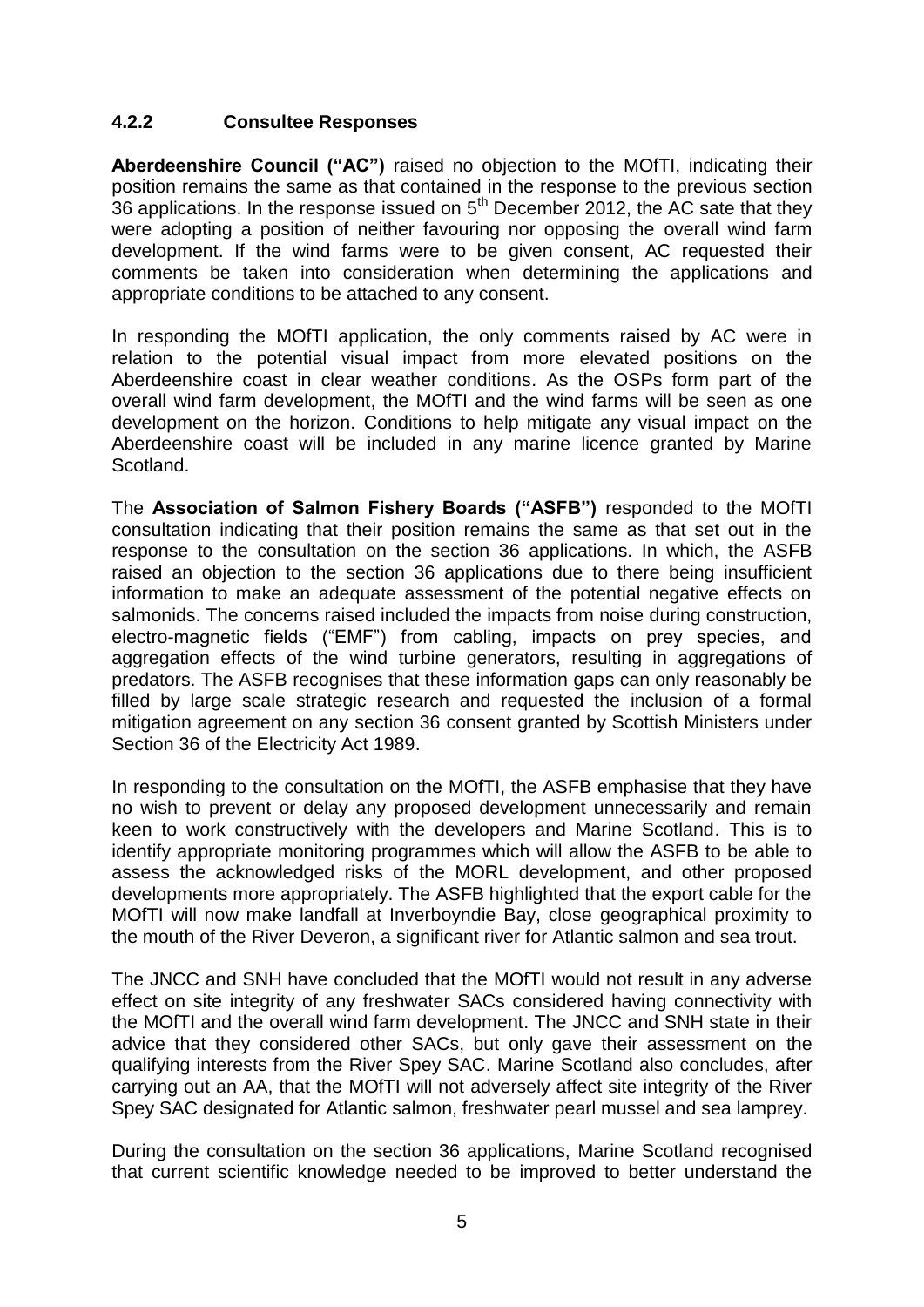### 4.2.2 Consultee Responses

**Aberdeenshire Council ("AC")** raised no objection to the MOfTI, indicating their position remains the same as that contained in the response to the previous section 36 applications. In the response issued on 5th December 2012, the AC sate that they were adopting a position of neither favouring nor opposing the overall wind farm development. If the wind farms were to be given consent, AC requested their comments be taken into consideration when determining the applications and appropriate conditions to be attached to any consent.

In responding the MOfTI application, the only comments raised by AC were in relation to the potential visual impact from more elevated positions on the Aberdeenshire coast in clear weather conditions. As the OSPs form part of the overall wind farm development, the MOfTI and the wind farms will be seen as one development on the horizon. Conditions to help mitigate any visual impact on the Aberdeenshire coast will be included in any marine licence granted by Marine Scotland.

The **Association of Salmon Fishery Boards ("ASFB")** responded to the MOfTI consultation indicating that their position remains the same as that set out in the response to the consultation on the section 36 applications. In which, the ASFB raised an objection to the section 36 applications due to there being insufficient information to make an adequate assessment of the potential negative effects on salmonids. The concerns raised included the impacts from noise during construction, electro-magnetic fields ("EMF") from cabling, impacts on prey species, and aggregation effects of the wind turbine generators, resulting in aggregations of predators. The ASFB recognises that these information gaps can only reasonably be filled by large scale strategic research and requested the inclusion of a formal mitigation agreement on any section 36 consent granted by Scottish Ministers under Section 36 of the Electricity Act 1989.

In responding to the consultation on the MOfTI, the ASFB emphasise that they have no wish to prevent or delay any proposed development unnecessarily and remain keen to work constructively with the developers and Marine Scotland. This is to identify appropriate monitoring programmes which will allow the ASFB to be able to assess the acknowledged risks of the MORL development, and other proposed developments more appropriately. The ASFB highlighted that the export cable for the MOfTI will now make landfall at Inverboyndie Bay, close geographical proximity to the mouth of the River Deveron, a significant river for Atlantic salmon and sea trout.

The JNCC and SNH have concluded that the MOfTI would not result in any adverse effect on site integrity of any freshwater SACs considered having connectivity with the MOfTI and the overall wind farm development. The JNCC and SNH state in their advice that they considered other SACs, but only gave their assessment on the qualifying interests from the River Spey SAC. Marine Scotland also concludes, after carrying out an AA, that the MOfTI will not adversely affect site integrity of the River Spey SAC designated for Atlantic salmon, freshwater pearl mussel and sea lamprey.

During the consultation on the section 36 applications, Marine Scotland recognised that current scientific knowledge needed to be improved to better understand the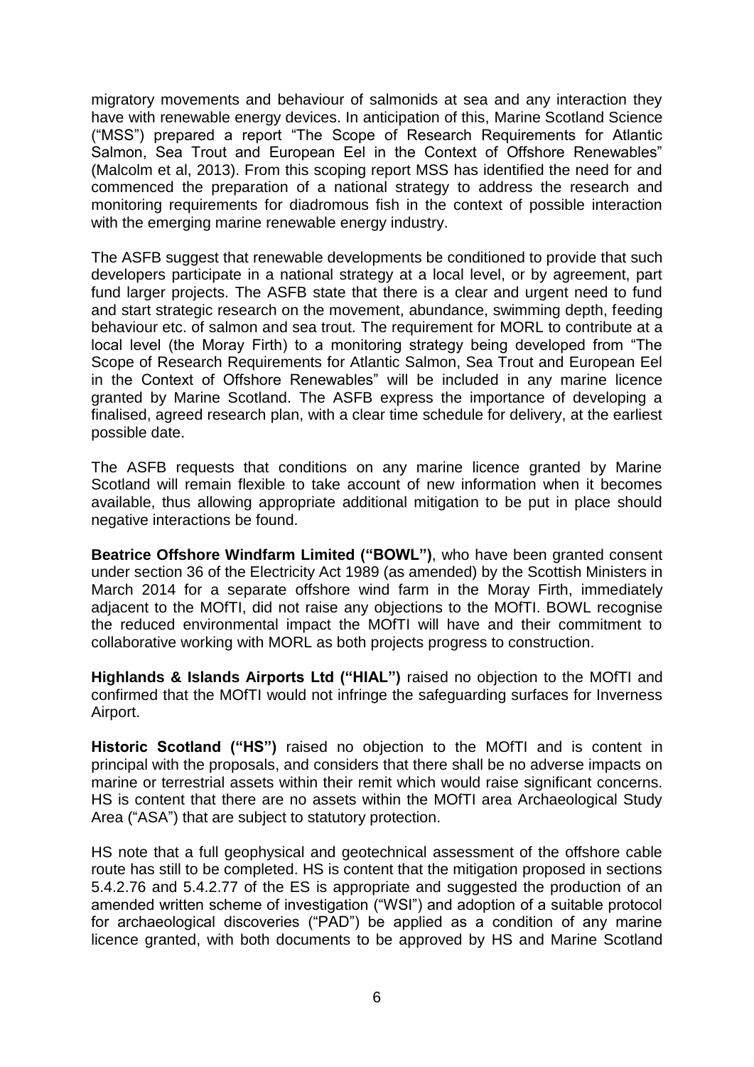migratory movements and behaviour of salmonids at sea and any interaction they have with renewable energy devices. In anticipation of this, Marine Scotland Science ("MSS") prepared a report "The Scope of Research Requirements for Atlantic Salmon, Sea Trout and European Eel in the Context of Offshore Renewables" (Malcolm et al, 2013). From this scoping report MSS has identified the need for and commenced the preparation of a national strategy to address the research and monitoring requirements for diadromous fish in the context of possible interaction with the emerging marine renewable energy industry.

The ASFB suggest that renewable developments be conditioned to provide that such developers participate in a national strategy at a local level, or by agreement, part fund larger projects. The ASFB state that there is a clear and urgent need to fund and start strategic research on the movement, abundance, swimming depth, feeding behaviour etc. of salmon and sea trout. The requirement for MORL to contribute at a local level (the Moray Firth) to a monitoring strategy being developed from "The Scope of Research Requirements for Atlantic Salmon, Sea Trout and European Eel in the Context of Offshore Renewables" will be included in any marine licence granted by Marine Scotland. The ASFB express the importance of developing a finalised, agreed research plan, with a clear time schedule for delivery, at the earliest possible date.

The ASFB requests that conditions on any marine licence granted by Marine Scotland will remain flexible to take account of new information when it becomes available, thus allowing appropriate additional mitigation to be put in place should negative interactions be found.

**Beatrice Offshore Windfarm Limited ("BOWL")**, who have been granted consent under section 36 of the Electricity Act 1989 (as amended) by the Scottish Ministers in March 2014 for a separate offshore wind farm in the Moray Firth, immediately adjacent to the MOfTI, did not raise any objections to the MOfTI. BOWL recognise the reduced environmental impact the MOfTI will have and their commitment to collaborative working with MORL as both projects progress to construction.

**Highlands & Islands Airports Ltd ("HIAL")** raised no objection to the MOfTI and confirmed that the MOfTI would not infringe the safeguarding surfaces for Inverness Airport.

**Historic Scotland ("HS")** raised no objection to the MOfTI and is content in principal with the proposals, and considers that there shall be no adverse impacts on marine or terrestrial assets within their remit which would raise significant concerns. HS is content that there are no assets within the MOfTI area Archaeological Study Area ("ASA") that are subject to statutory protection.

HS note that a full geophysical and geotechnical assessment of the offshore cable route has still to be completed. HS is content that the mitigation proposed in sections 5.4.2.76 and 5.4.2.77 of the ES is appropriate and suggested the production of an amended written scheme of investigation ("WSI") and adoption of a suitable protocol for archaeological discoveries ("PAD") be applied as a condition of any marine licence granted, with both documents to be approved by HS and Marine Scotland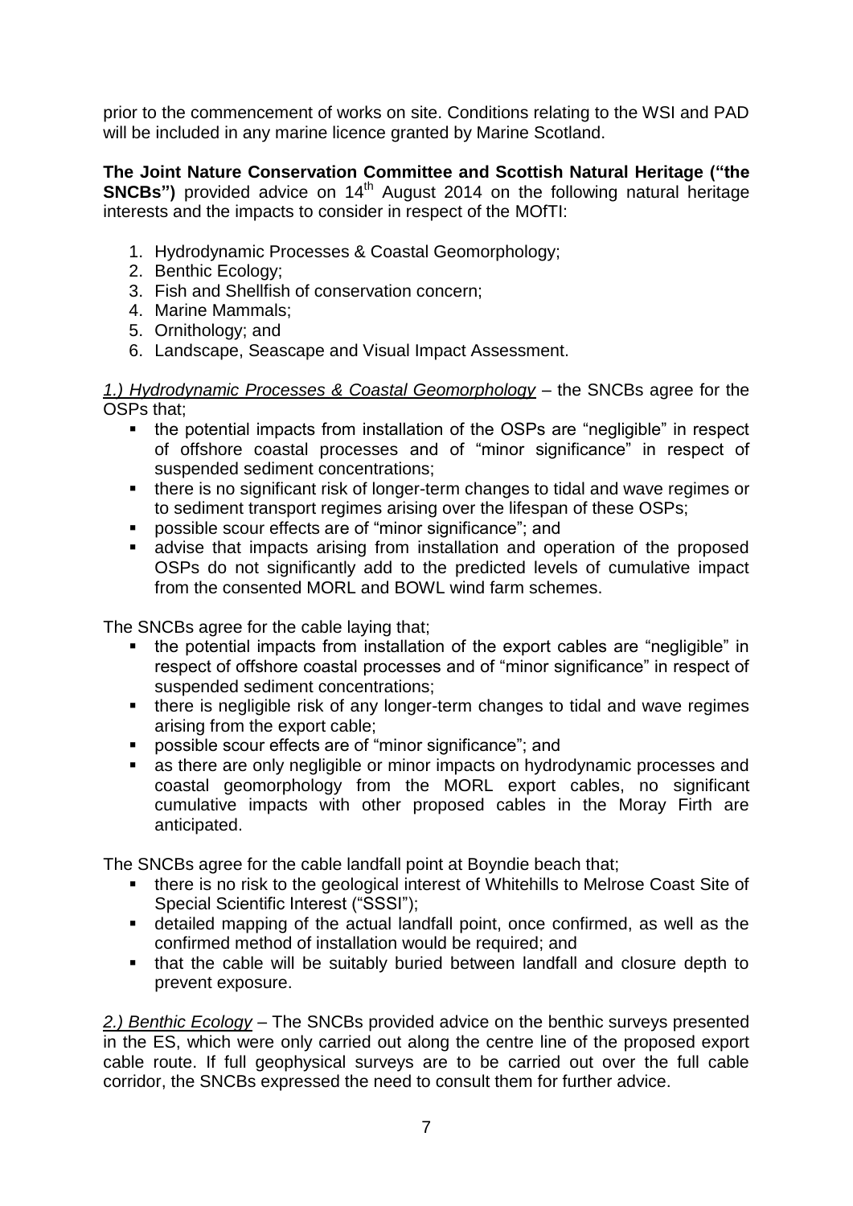prior to the commencement of works on site. Conditions relating to the WSI and PAD will be included in any marine licence granted by Marine Scotland.

**The Joint Nature Conservation Committee and Scottish Natural Heritage ("the SNCBs")** provided advice on 14th August 2014 on the following natural heritage interests and the impacts to consider in respect of the MOfTI:

1. Hydrodynamic Processes & Coastal Geomorphology;
2. Benthic Ecology;
3. Fish and Shellfish of conservation concern;
4. Marine Mammals;
5. Ornithology; and
6. Landscape, Seascape and Visual Impact Assessment.

*<u>1.) Hydrodynamic Processes & Coastal Geomorphology</u>* – the SNCBs agree for the OSPs that;

- the potential impacts from installation of the OSPs are "negligible" in respect of offshore coastal processes and of "minor significance" in respect of suspended sediment concentrations;
- there is no significant risk of longer-term changes to tidal and wave regimes or to sediment transport regimes arising over the lifespan of these OSPs;
- possible scour effects are of "minor significance"; and
- advise that impacts arising from installation and operation of the proposed OSPs do not significantly add to the predicted levels of cumulative impact from the consented MORL and BOWL wind farm schemes.

The SNCBs agree for the cable laying that;

- the potential impacts from installation of the export cables are "negligible" in respect of offshore coastal processes and of "minor significance" in respect of suspended sediment concentrations;
- there is negligible risk of any longer-term changes to tidal and wave regimes arising from the export cable;
- possible scour effects are of "minor significance"; and
- as there are only negligible or minor impacts on hydrodynamic processes and coastal geomorphology from the MORL export cables, no significant cumulative impacts with other proposed cables in the Moray Firth are anticipated.

The SNCBs agree for the cable landfall point at Boyndie beach that;

- there is no risk to the geological interest of Whitehills to Melrose Coast Site of Special Scientific Interest ("SSSI");
- detailed mapping of the actual landfall point, once confirmed, as well as the confirmed method of installation would be required; and
- that the cable will be suitably buried between landfall and closure depth to prevent exposure.

*<u>2.) Benthic Ecology</u>* – The SNCBs provided advice on the benthic surveys presented in the ES, which were only carried out along the centre line of the proposed export cable route. If full geophysical surveys are to be carried out over the full cable corridor, the SNCBs expressed the need to consult them for further advice.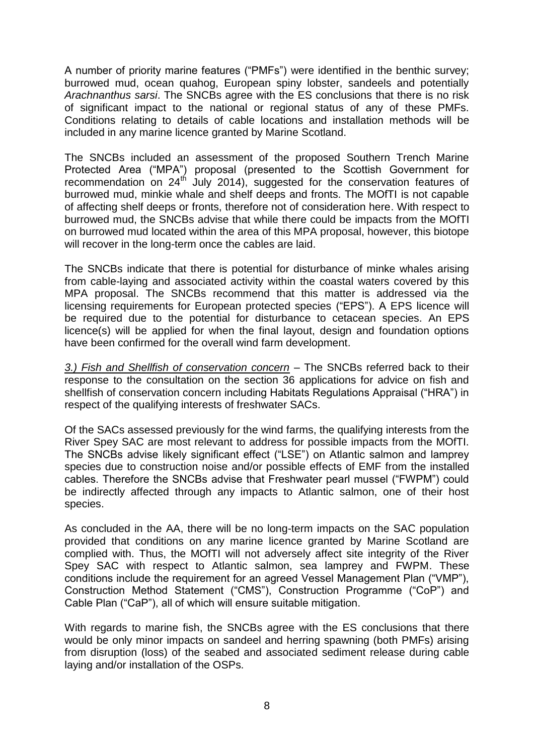A number of priority marine features ("PMFs") were identified in the benthic survey; burrowed mud, ocean quahog, European spiny lobster, sandeels and potentially *Arachnanthus sarsi*. The SNCBs agree with the ES conclusions that there is no risk of significant impact to the national or regional status of any of these PMFs. Conditions relating to details of cable locations and installation methods will be included in any marine licence granted by Marine Scotland.

The SNCBs included an assessment of the proposed Southern Trench Marine Protected Area ("MPA") proposal (presented to the Scottish Government for recommendation on 24th July 2014), suggested for the conservation features of burrowed mud, minkie whale and shelf deeps and fronts. The MOfTI is not capable of affecting shelf deeps or fronts, therefore not of consideration here. With respect to burrowed mud, the SNCBs advise that while there could be impacts from the MOfTI on burrowed mud located within the area of this MPA proposal, however, this biotope will recover in the long-term once the cables are laid.

The SNCBs indicate that there is potential for disturbance of minke whales arising from cable-laying and associated activity within the coastal waters covered by this MPA proposal. The SNCBs recommend that this matter is addressed via the licensing requirements for European protected species ("EPS"). A EPS licence will be required due to the potential for disturbance to cetacean species. An EPS licence(s) will be applied for when the final layout, design and foundation options have been confirmed for the overall wind farm development.

*<u>3.) Fish and Shellfish of conservation concern</u>* – The SNCBs referred back to their response to the consultation on the section 36 applications for advice on fish and shellfish of conservation concern including Habitats Regulations Appraisal ("HRA") in respect of the qualifying interests of freshwater SACs.

Of the SACs assessed previously for the wind farms, the qualifying interests from the River Spey SAC are most relevant to address for possible impacts from the MOfTI. The SNCBs advise likely significant effect ("LSE") on Atlantic salmon and lamprey species due to construction noise and/or possible effects of EMF from the installed cables. Therefore the SNCBs advise that Freshwater pearl mussel ("FWPM") could be indirectly affected through any impacts to Atlantic salmon, one of their host species.

As concluded in the AA, there will be no long-term impacts on the SAC population provided that conditions on any marine licence granted by Marine Scotland are complied with. Thus, the MOfTI will not adversely affect site integrity of the River Spey SAC with respect to Atlantic salmon, sea lamprey and FWPM. These conditions include the requirement for an agreed Vessel Management Plan ("VMP"), Construction Method Statement ("CMS"), Construction Programme ("CoP") and Cable Plan ("CaP"), all of which will ensure suitable mitigation.

With regards to marine fish, the SNCBs agree with the ES conclusions that there would be only minor impacts on sandeel and herring spawning (both PMFs) arising from disruption (loss) of the seabed and associated sediment release during cable laying and/or installation of the OSPs.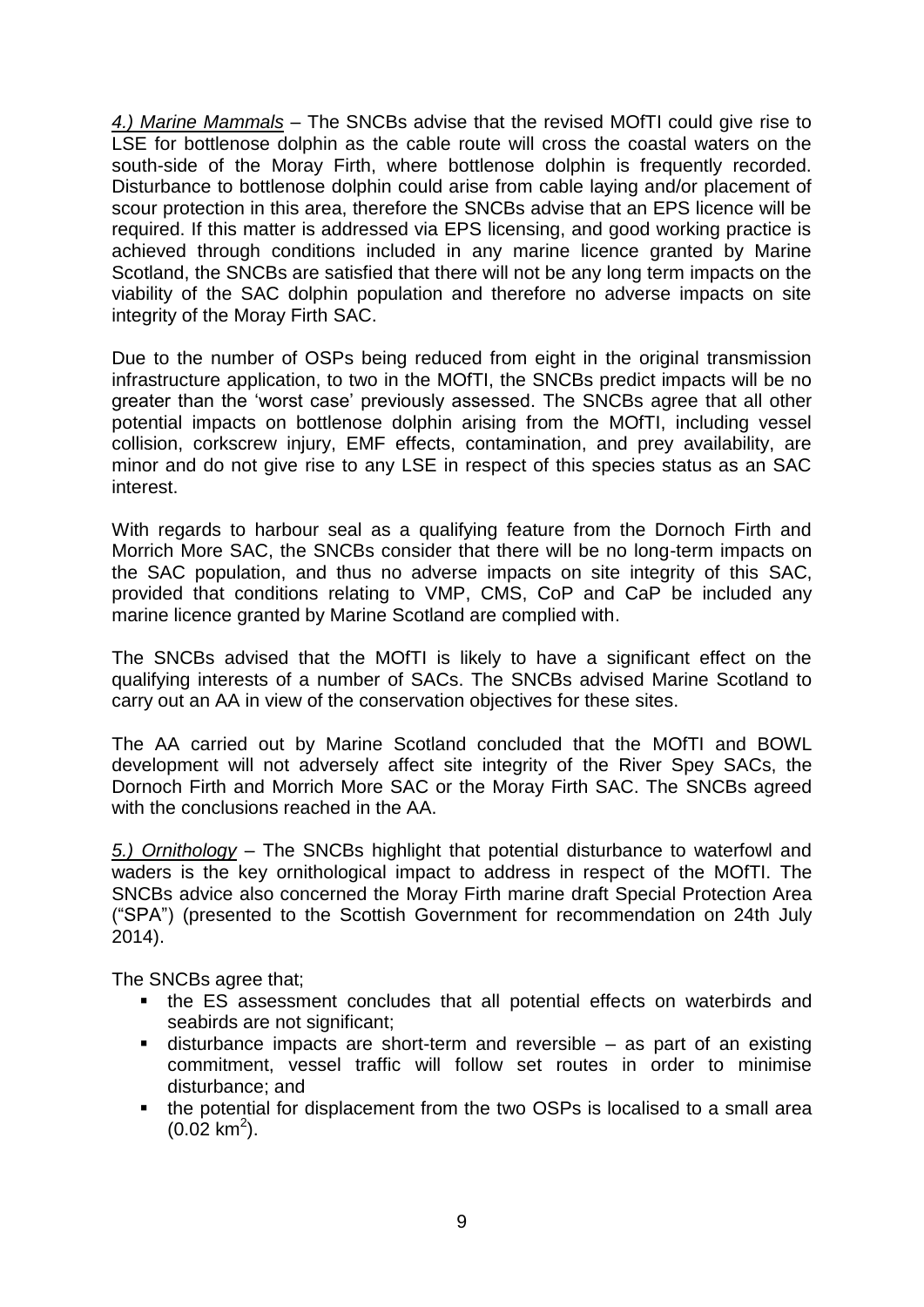*4.) Marine Mammals* – The SNCBs advise that the revised MOfTI could give rise to LSE for bottlenose dolphin as the cable route will cross the coastal waters on the south-side of the Moray Firth, where bottlenose dolphin is frequently recorded. Disturbance to bottlenose dolphin could arise from cable laying and/or placement of scour protection in this area, therefore the SNCBs advise that an EPS licence will be required. If this matter is addressed via EPS licensing, and good working practice is achieved through conditions included in any marine licence granted by Marine Scotland, the SNCBs are satisfied that there will not be any long term impacts on the viability of the SAC dolphin population and therefore no adverse impacts on site integrity of the Moray Firth SAC.

Due to the number of OSPs being reduced from eight in the original transmission infrastructure application, to two in the MOfTI, the SNCBs predict impacts will be no greater than the 'worst case' previously assessed. The SNCBs agree that all other potential impacts on bottlenose dolphin arising from the MOfTI, including vessel collision, corkscrew injury, EMF effects, contamination, and prey availability, are minor and do not give rise to any LSE in respect of this species status as an SAC interest.

With regards to harbour seal as a qualifying feature from the Dornoch Firth and Morrich More SAC, the SNCBs consider that there will be no long-term impacts on the SAC population, and thus no adverse impacts on site integrity of this SAC, provided that conditions relating to VMP, CMS, CoP and CaP be included any marine licence granted by Marine Scotland are complied with.

The SNCBs advised that the MOfTI is likely to have a significant effect on the qualifying interests of a number of SACs. The SNCBs advised Marine Scotland to carry out an AA in view of the conservation objectives for these sites.

The AA carried out by Marine Scotland concluded that the MOfTI and BOWL development will not adversely affect site integrity of the River Spey SACs, the Dornoch Firth and Morrich More SAC or the Moray Firth SAC. The SNCBs agreed with the conclusions reached in the AA.

*5.) Ornithology* – The SNCBs highlight that potential disturbance to waterfowl and waders is the key ornithological impact to address in respect of the MOfTI. The SNCBs advice also concerned the Moray Firth marine draft Special Protection Area ("SPA") (presented to the Scottish Government for recommendation on 24th July 2014).

The SNCBs agree that;

- the ES assessment concludes that all potential effects on waterbirds and seabirds are not significant;
- disturbance impacts are short-term and reversible – as part of an existing commitment, vessel traffic will follow set routes in order to minimise disturbance; and
- the potential for displacement from the two OSPs is localised to a small area (0.02 $km^2$).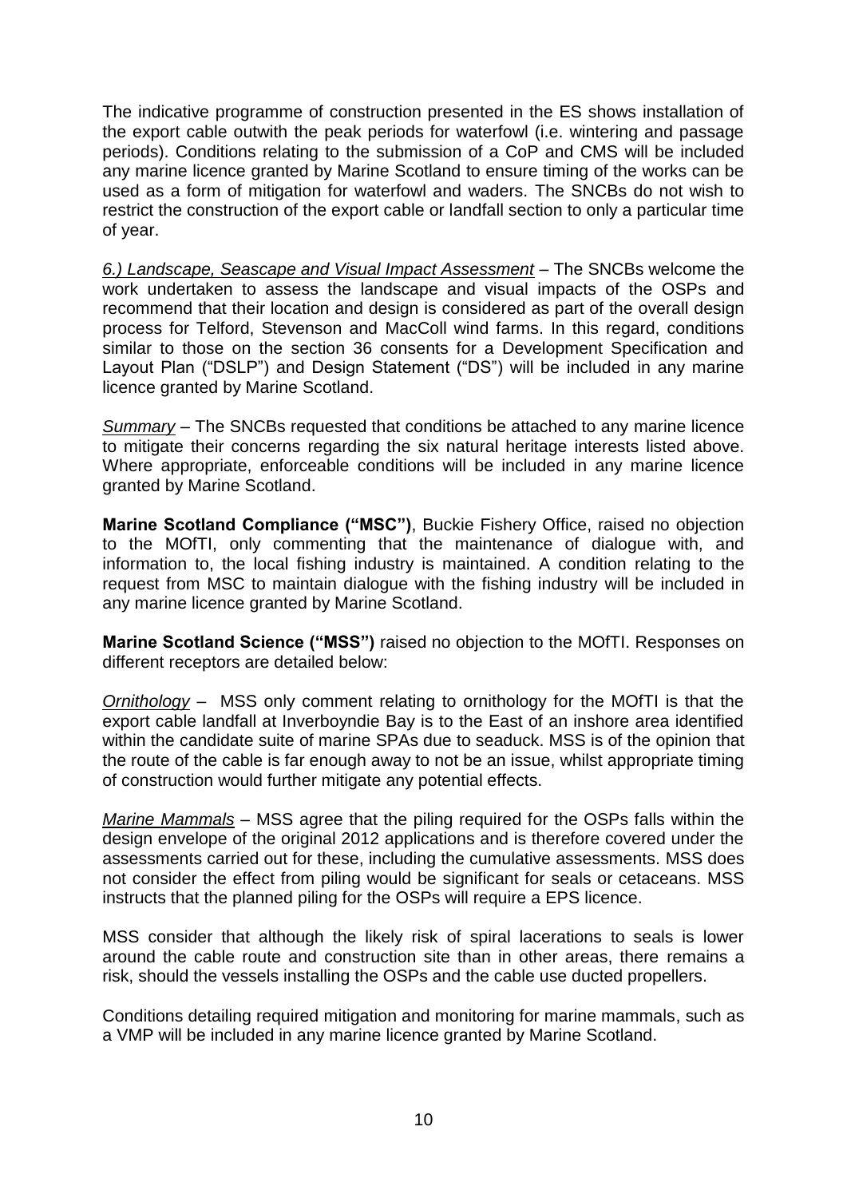The indicative programme of construction presented in the ES shows installation of the export cable outwith the peak periods for waterfowl (i.e. wintering and passage periods). Conditions relating to the submission of a CoP and CMS will be included any marine licence granted by Marine Scotland to ensure timing of the works can be used as a form of mitigation for waterfowl and waders. The SNCBs do not wish to restrict the construction of the export cable or landfall section to only a particular time of year.

*6.) Landscape, Seascape and Visual Impact Assessment* – The SNCBs welcome the work undertaken to assess the landscape and visual impacts of the OSPs and recommend that their location and design is considered as part of the overall design process for Telford, Stevenson and MacColl wind farms. In this regard, conditions similar to those on the section 36 consents for a Development Specification and Layout Plan ("DSLP") and Design Statement ("DS") will be included in any marine licence granted by Marine Scotland.

*Summary* – The SNCBs requested that conditions be attached to any marine licence to mitigate their concerns regarding the six natural heritage interests listed above. Where appropriate, enforceable conditions will be included in any marine licence granted by Marine Scotland.

**Marine Scotland Compliance ("MSC")**, Buckie Fishery Office, raised no objection to the MOfTI, only commenting that the maintenance of dialogue with, and information to, the local fishing industry is maintained. A condition relating to the request from MSC to maintain dialogue with the fishing industry will be included in any marine licence granted by Marine Scotland.

**Marine Scotland Science ("MSS")** raised no objection to the MOfTI. Responses on different receptors are detailed below:

*Ornithology* – MSS only comment relating to ornithology for the MOfTI is that the export cable landfall at Inverboyndie Bay is to the East of an inshore area identified within the candidate suite of marine SPAs due to seaduck. MSS is of the opinion that the route of the cable is far enough away to not be an issue, whilst appropriate timing of construction would further mitigate any potential effects.

*Marine Mammals* – MSS agree that the piling required for the OSPs falls within the design envelope of the original 2012 applications and is therefore covered under the assessments carried out for these, including the cumulative assessments. MSS does not consider the effect from piling would be significant for seals or cetaceans. MSS instructs that the planned piling for the OSPs will require a EPS licence.

MSS consider that although the likely risk of spiral lacerations to seals is lower around the cable route and construction site than in other areas, there remains a risk, should the vessels installing the OSPs and the cable use ducted propellers.

Conditions detailing required mitigation and monitoring for marine mammals, such as a VMP will be included in any marine licence granted by Marine Scotland.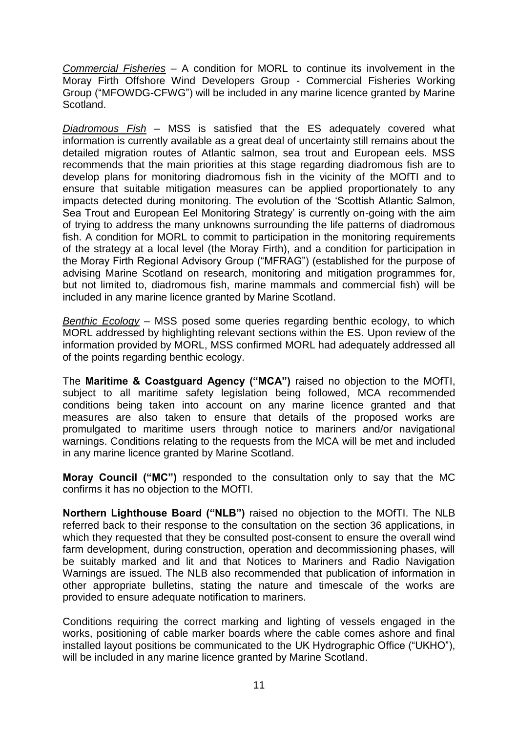*Commercial Fisheries* – A condition for MORL to continue its involvement in the Moray Firth Offshore Wind Developers Group - Commercial Fisheries Working Group ("MFOWDG-CFWG") will be included in any marine licence granted by Marine Scotland.

*Diadromous Fish* – MSS is satisfied that the ES adequately covered what information is currently available as a great deal of uncertainty still remains about the detailed migration routes of Atlantic salmon, sea trout and European eels. MSS recommends that the main priorities at this stage regarding diadromous fish are to develop plans for monitoring diadromous fish in the vicinity of the MOfTI and to ensure that suitable mitigation measures can be applied proportionately to any impacts detected during monitoring. The evolution of the 'Scottish Atlantic Salmon, Sea Trout and European Eel Monitoring Strategy' is currently on-going with the aim of trying to address the many unknowns surrounding the life patterns of diadromous fish. A condition for MORL to commit to participation in the monitoring requirements of the strategy at a local level (the Moray Firth), and a condition for participation in the Moray Firth Regional Advisory Group ("MFRAG") (established for the purpose of advising Marine Scotland on research, monitoring and mitigation programmes for, but not limited to, diadromous fish, marine mammals and commercial fish) will be included in any marine licence granted by Marine Scotland.

*Benthic Ecology* – MSS posed some queries regarding benthic ecology, to which MORL addressed by highlighting relevant sections within the ES. Upon review of the information provided by MORL, MSS confirmed MORL had adequately addressed all of the points regarding benthic ecology.

The **Maritime & Coastguard Agency ("MCA")** raised no objection to the MOfTI, subject to all maritime safety legislation being followed, MCA recommended conditions being taken into account on any marine licence granted and that measures are also taken to ensure that details of the proposed works are promulgated to maritime users through notice to mariners and/or navigational warnings. Conditions relating to the requests from the MCA will be met and included in any marine licence granted by Marine Scotland.

**Moray Council ("MC")** responded to the consultation only to say that the MC confirms it has no objection to the MOfTI.

**Northern Lighthouse Board ("NLB")** raised no objection to the MOfTI. The NLB referred back to their response to the consultation on the section 36 applications, in which they requested that they be consulted post-consent to ensure the overall wind farm development, during construction, operation and decommissioning phases, will be suitably marked and lit and that Notices to Mariners and Radio Navigation Warnings are issued. The NLB also recommended that publication of information in other appropriate bulletins, stating the nature and timescale of the works are provided to ensure adequate notification to mariners.

Conditions requiring the correct marking and lighting of vessels engaged in the works, positioning of cable marker boards where the cable comes ashore and final installed layout positions be communicated to the UK Hydrographic Office ("UKHO"), will be included in any marine licence granted by Marine Scotland.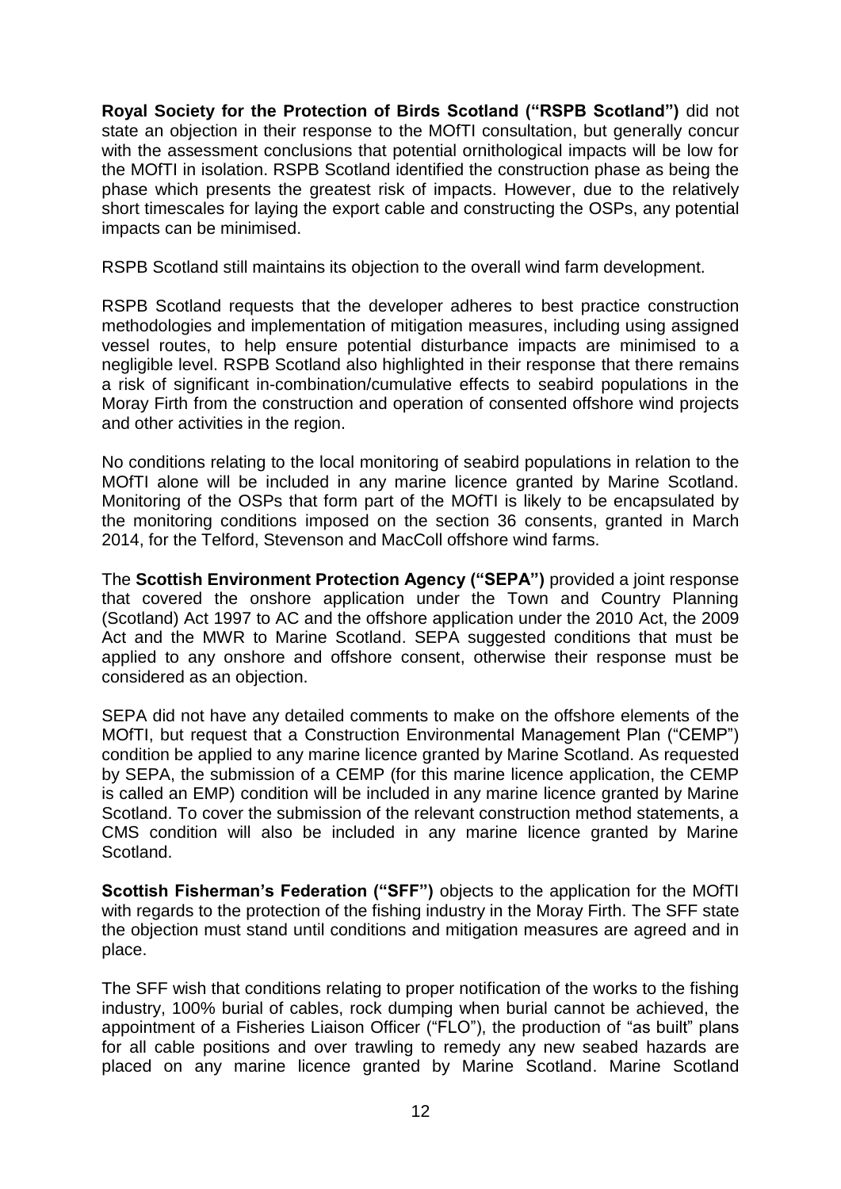**Royal Society for the Protection of Birds Scotland ("RSPB Scotland")** did not state an objection in their response to the MOfTI consultation, but generally concur with the assessment conclusions that potential ornithological impacts will be low for the MOfTI in isolation. RSPB Scotland identified the construction phase as being the phase which presents the greatest risk of impacts. However, due to the relatively short timescales for laying the export cable and constructing the OSPs, any potential impacts can be minimised.

RSPB Scotland still maintains its objection to the overall wind farm development.

RSPB Scotland requests that the developer adheres to best practice construction methodologies and implementation of mitigation measures, including using assigned vessel routes, to help ensure potential disturbance impacts are minimised to a negligible level. RSPB Scotland also highlighted in their response that there remains a risk of significant in-combination/cumulative effects to seabird populations in the Moray Firth from the construction and operation of consented offshore wind projects and other activities in the region.

No conditions relating to the local monitoring of seabird populations in relation to the MOfTI alone will be included in any marine licence granted by Marine Scotland. Monitoring of the OSPs that form part of the MOfTI is likely to be encapsulated by the monitoring conditions imposed on the section 36 consents, granted in March 2014, for the Telford, Stevenson and MacColl offshore wind farms.

The **Scottish Environment Protection Agency ("SEPA")** provided a joint response that covered the onshore application under the Town and Country Planning (Scotland) Act 1997 to AC and the offshore application under the 2010 Act, the 2009 Act and the MWR to Marine Scotland. SEPA suggested conditions that must be applied to any onshore and offshore consent, otherwise their response must be considered as an objection.

SEPA did not have any detailed comments to make on the offshore elements of the MOfTI, but request that a Construction Environmental Management Plan ("CEMP") condition be applied to any marine licence granted by Marine Scotland. As requested by SEPA, the submission of a CEMP (for this marine licence application, the CEMP is called an EMP) condition will be included in any marine licence granted by Marine Scotland. To cover the submission of the relevant construction method statements, a CMS condition will also be included in any marine licence granted by Marine Scotland.

**Scottish Fisherman's Federation ("SFF")** objects to the application for the MOfTI with regards to the protection of the fishing industry in the Moray Firth. The SFF state the objection must stand until conditions and mitigation measures are agreed and in place.

The SFF wish that conditions relating to proper notification of the works to the fishing industry, 100% burial of cables, rock dumping when burial cannot be achieved, the appointment of a Fisheries Liaison Officer ("FLO"), the production of "as built" plans for all cable positions and over trawling to remedy any new seabed hazards are placed on any marine licence granted by Marine Scotland. Marine Scotland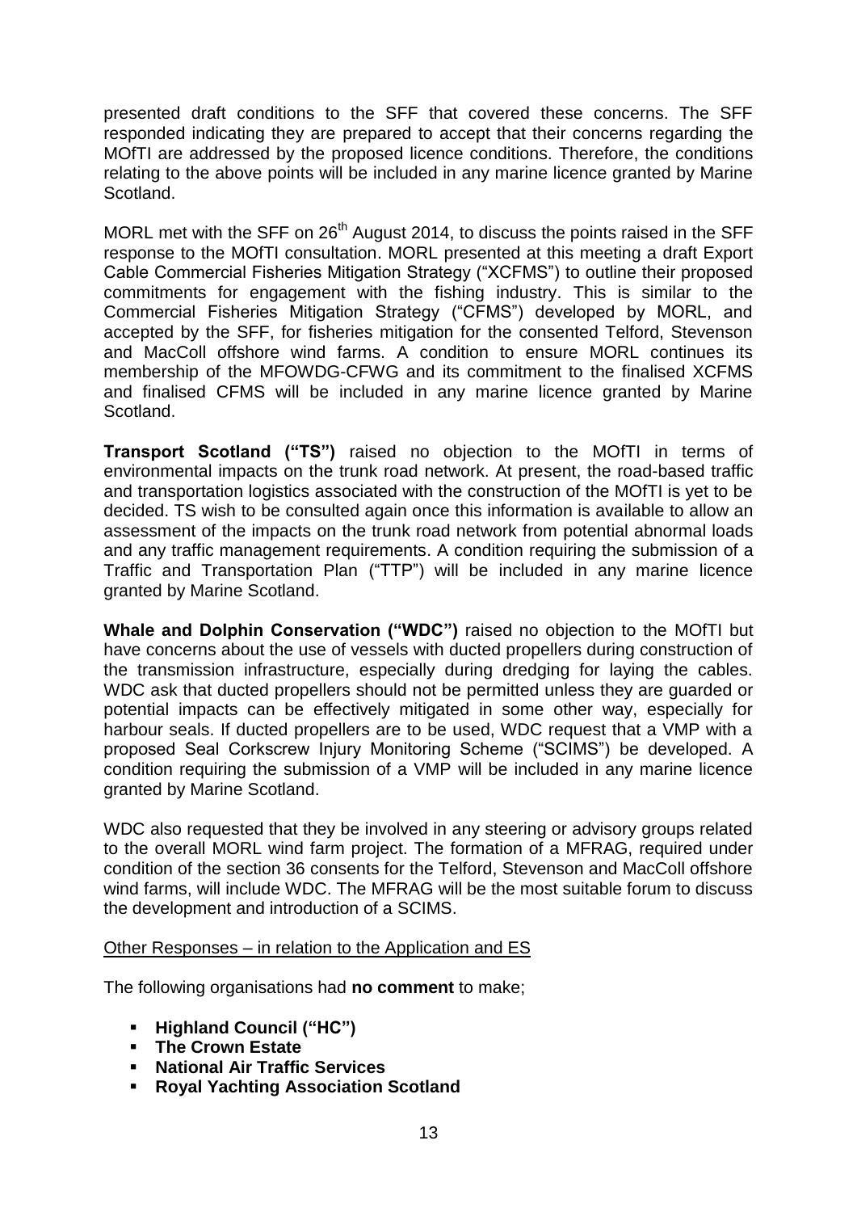presented draft conditions to the SFF that covered these concerns. The SFF responded indicating they are prepared to accept that their concerns regarding the MOfTI are addressed by the proposed licence conditions. Therefore, the conditions relating to the above points will be included in any marine licence granted by Marine Scotland.

MORL met with the SFF on 26th August 2014, to discuss the points raised in the SFF response to the MOfTI consultation. MORL presented at this meeting a draft Export Cable Commercial Fisheries Mitigation Strategy ("XCFMS") to outline their proposed commitments for engagement with the fishing industry. This is similar to the Commercial Fisheries Mitigation Strategy ("CFMS") developed by MORL, and accepted by the SFF, for fisheries mitigation for the consented Telford, Stevenson and MacColl offshore wind farms. A condition to ensure MORL continues its membership of the MFOWDG-CFWG and its commitment to the finalised XCFMS and finalised CFMS will be included in any marine licence granted by Marine Scotland.

**Transport Scotland ("TS")** raised no objection to the MOfTI in terms of environmental impacts on the trunk road network. At present, the road-based traffic and transportation logistics associated with the construction of the MOfTI is yet to be decided. TS wish to be consulted again once this information is available to allow an assessment of the impacts on the trunk road network from potential abnormal loads and any traffic management requirements. A condition requiring the submission of a Traffic and Transportation Plan ("TTP") will be included in any marine licence granted by Marine Scotland.

**Whale and Dolphin Conservation ("WDC")** raised no objection to the MOfTI but have concerns about the use of vessels with ducted propellers during construction of the transmission infrastructure, especially during dredging for laying the cables. WDC ask that ducted propellers should not be permitted unless they are guarded or potential impacts can be effectively mitigated in some other way, especially for harbour seals. If ducted propellers are to be used, WDC request that a VMP with a proposed Seal Corkscrew Injury Monitoring Scheme ("SCIMS") be developed. A condition requiring the submission of a VMP will be included in any marine licence granted by Marine Scotland.

WDC also requested that they be involved in any steering or advisory groups related to the overall MORL wind farm project. The formation of a MFRAG, required under condition of the section 36 consents for the Telford, Stevenson and MacColl offshore wind farms, will include WDC. The MFRAG will be the most suitable forum to discuss the development and introduction of a SCIMS.

<u>Other Responses – in relation to the Application and ES</u>

The following organisations had **no comment** to make;

- **Highland Council ("HC")**
- **The Crown Estate**
- **National Air Traffic Services**
- **Royal Yachting Association Scotland**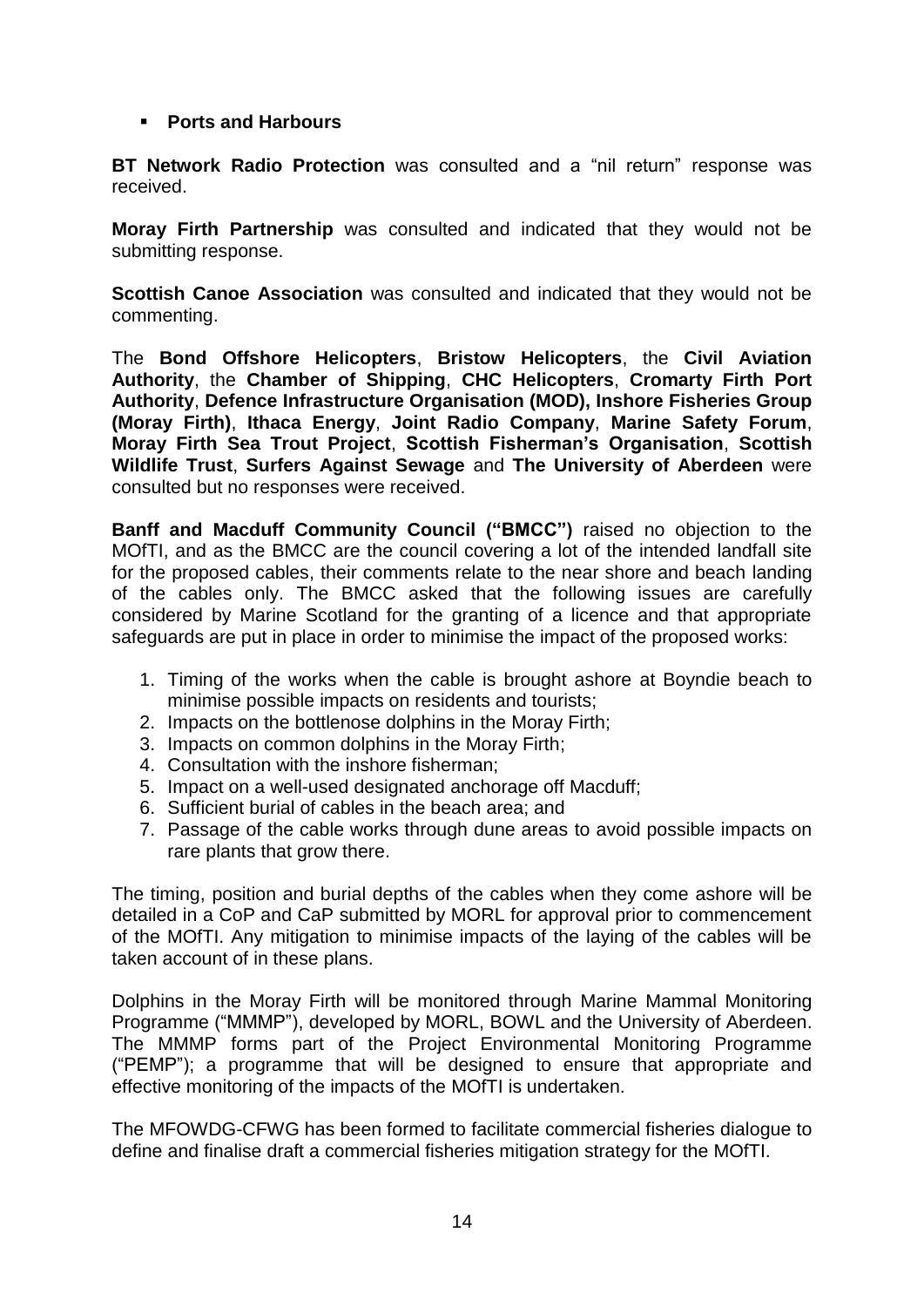- **Ports and Harbours**

**BT Network Radio Protection** was consulted and a "nil return" response was received.

**Moray Firth Partnership** was consulted and indicated that they would not be submitting response.

**Scottish Canoe Association** was consulted and indicated that they would not be commenting.

The **Bond Offshore Helicopters**, **Bristow Helicopters**, the **Civil Aviation Authority**, the **Chamber of Shipping**, **CHC Helicopters**, **Cromarty Firth Port Authority**, **Defence Infrastructure Organisation (MOD), Inshore Fisheries Group (Moray Firth)**, **Ithaca Energy**, **Joint Radio Company**, **Marine Safety Forum**, **Moray Firth Sea Trout Project**, **Scottish Fisherman's Organisation**, **Scottish Wildlife Trust**, **Surfers Against Sewage** and **The University of Aberdeen** were consulted but no responses were received.

**Banff and Macduff Community Council ("BMCC")** raised no objection to the MOfTI, and as the BMCC are the council covering a lot of the intended landfall site for the proposed cables, their comments relate to the near shore and beach landing of the cables only. The BMCC asked that the following issues are carefully considered by Marine Scotland for the granting of a licence and that appropriate safeguards are put in place in order to minimise the impact of the proposed works:

1. Timing of the works when the cable is brought ashore at Boyndie beach to minimise possible impacts on residents and tourists;
2. Impacts on the bottlenose dolphins in the Moray Firth;
3. Impacts on common dolphins in the Moray Firth;
4. Consultation with the inshore fisherman;
5. Impact on a well-used designated anchorage off Macduff;
6. Sufficient burial of cables in the beach area; and
7. Passage of the cable works through dune areas to avoid possible impacts on rare plants that grow there.

The timing, position and burial depths of the cables when they come ashore will be detailed in a CoP and CaP submitted by MORL for approval prior to commencement of the MOfTI. Any mitigation to minimise impacts of the laying of the cables will be taken account of in these plans.

Dolphins in the Moray Firth will be monitored through Marine Mammal Monitoring Programme ("MMMP"), developed by MORL, BOWL and the University of Aberdeen. The MMMP forms part of the Project Environmental Monitoring Programme ("PEMP"); a programme that will be designed to ensure that appropriate and effective monitoring of the impacts of the MOfTI is undertaken.

The MFOWDG-CFWG has been formed to facilitate commercial fisheries dialogue to define and finalise draft a commercial fisheries mitigation strategy for the MOfTI.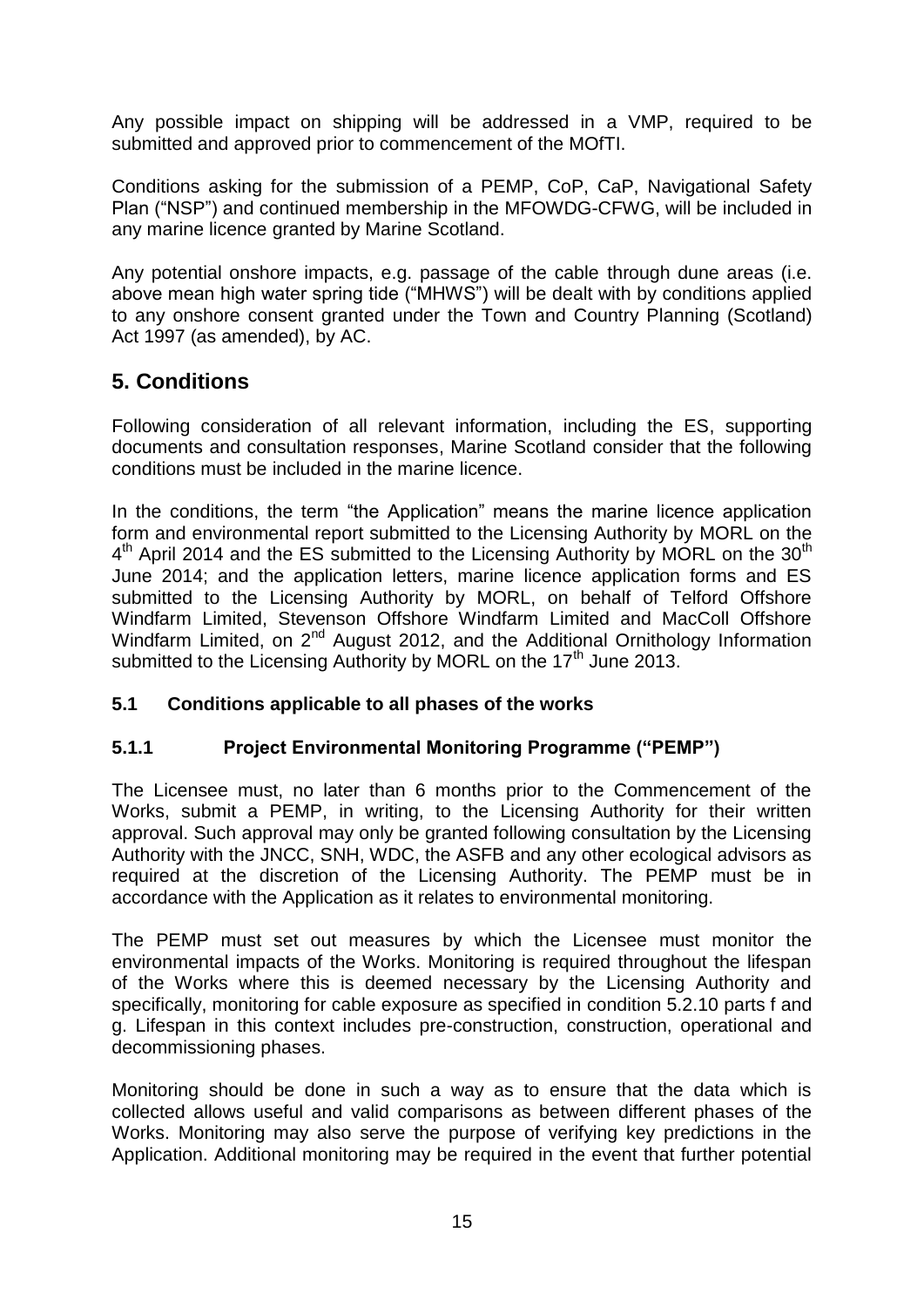Any possible impact on shipping will be addressed in a VMP, required to be submitted and approved prior to commencement of the MOfTI.

Conditions asking for the submission of a PEMP, CoP, CaP, Navigational Safety Plan ("NSP") and continued membership in the MFOWDG-CFWG, will be included in any marine licence granted by Marine Scotland.

Any potential onshore impacts, e.g. passage of the cable through dune areas (i.e. above mean high water spring tide ("MHWS") will be dealt with by conditions applied to any onshore consent granted under the Town and Country Planning (Scotland) Act 1997 (as amended), by AC.

## 5. Conditions

Following consideration of all relevant information, including the ES, supporting documents and consultation responses, Marine Scotland consider that the following conditions must be included in the marine licence.

In the conditions, the term "the Application" means the marine licence application form and environmental report submitted to the Licensing Authority by MORL on the 4th April 2014 and the ES submitted to the Licensing Authority by MORL on the 30th June 2014; and the application letters, marine licence application forms and ES submitted to the Licensing Authority by MORL, on behalf of Telford Offshore Windfarm Limited, Stevenson Offshore Windfarm Limited and MacColl Offshore Windfarm Limited, on 2nd August 2012, and the Additional Ornithology Information submitted to the Licensing Authority by MORL on the 17th June 2013.

### 5.1 Conditions applicable to all phases of the works

#### 5.1.1 Project Environmental Monitoring Programme ("PEMP")

The Licensee must, no later than 6 months prior to the Commencement of the Works, submit a PEMP, in writing, to the Licensing Authority for their written approval. Such approval may only be granted following consultation by the Licensing Authority with the JNCC, SNH, WDC, the ASFB and any other ecological advisors as required at the discretion of the Licensing Authority. The PEMP must be in accordance with the Application as it relates to environmental monitoring.

The PEMP must set out measures by which the Licensee must monitor the environmental impacts of the Works. Monitoring is required throughout the lifespan of the Works where this is deemed necessary by the Licensing Authority and specifically, monitoring for cable exposure as specified in condition 5.2.10 parts f and g. Lifespan in this context includes pre-construction, construction, operational and decommissioning phases.

Monitoring should be done in such a way as to ensure that the data which is collected allows useful and valid comparisons as between different phases of the Works. Monitoring may also serve the purpose of verifying key predictions in the Application. Additional monitoring may be required in the event that further potential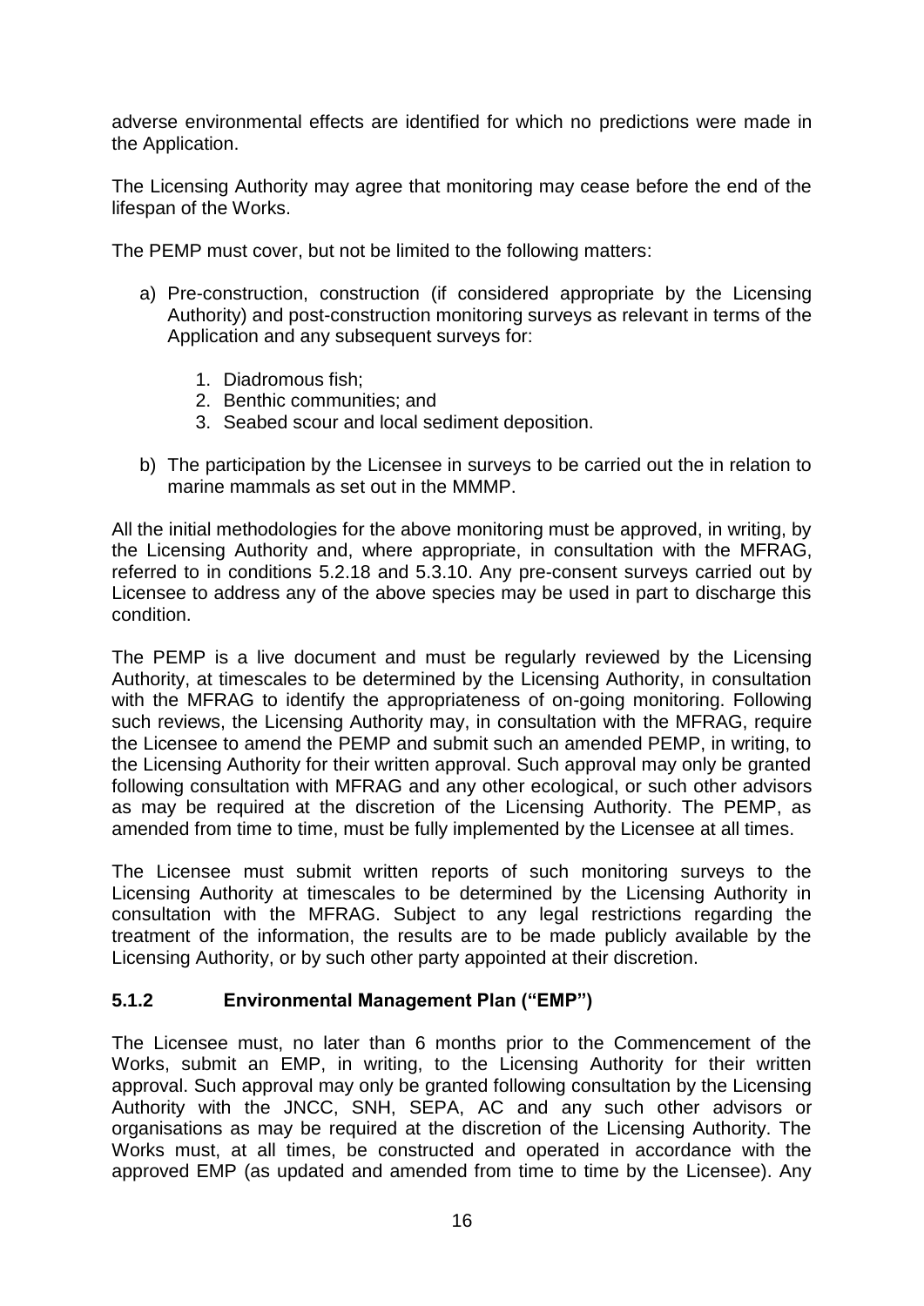adverse environmental effects are identified for which no predictions were made in the Application.

The Licensing Authority may agree that monitoring may cease before the end of the lifespan of the Works.

The PEMP must cover, but not be limited to the following matters:

a) Pre-construction, construction (if considered appropriate by the Licensing Authority) and post-construction monitoring surveys as relevant in terms of the Application and any subsequent surveys for:

    1. Diadromous fish;
    2. Benthic communities; and
    3. Seabed scour and local sediment deposition.

b) The participation by the Licensee in surveys to be carried out the in relation to marine mammals as set out in the MMMP.

All the initial methodologies for the above monitoring must be approved, in writing, by the Licensing Authority and, where appropriate, in consultation with the MFRAG, referred to in conditions 5.2.18 and 5.3.10. Any pre-consent surveys carried out by Licensee to address any of the above species may be used in part to discharge this condition.

The PEMP is a live document and must be regularly reviewed by the Licensing Authority, at timescales to be determined by the Licensing Authority, in consultation with the MFRAG to identify the appropriateness of on-going monitoring. Following such reviews, the Licensing Authority may, in consultation with the MFRAG, require the Licensee to amend the PEMP and submit such an amended PEMP, in writing, to the Licensing Authority for their written approval. Such approval may only be granted following consultation with MFRAG and any other ecological, or such other advisors as may be required at the discretion of the Licensing Authority. The PEMP, as amended from time to time, must be fully implemented by the Licensee at all times.

The Licensee must submit written reports of such monitoring surveys to the Licensing Authority at timescales to be determined by the Licensing Authority in consultation with the MFRAG. Subject to any legal restrictions regarding the treatment of the information, the results are to be made publicly available by the Licensing Authority, or by such other party appointed at their discretion.

### 5.1.2 Environmental Management Plan ("EMP")

The Licensee must, no later than 6 months prior to the Commencement of the Works, submit an EMP, in writing, to the Licensing Authority for their written approval. Such approval may only be granted following consultation by the Licensing Authority with the JNCC, SNH, SEPA, AC and any such other advisors or organisations as may be required at the discretion of the Licensing Authority. The Works must, at all times, be constructed and operated in accordance with the approved EMP (as updated and amended from time to time by the Licensee). Any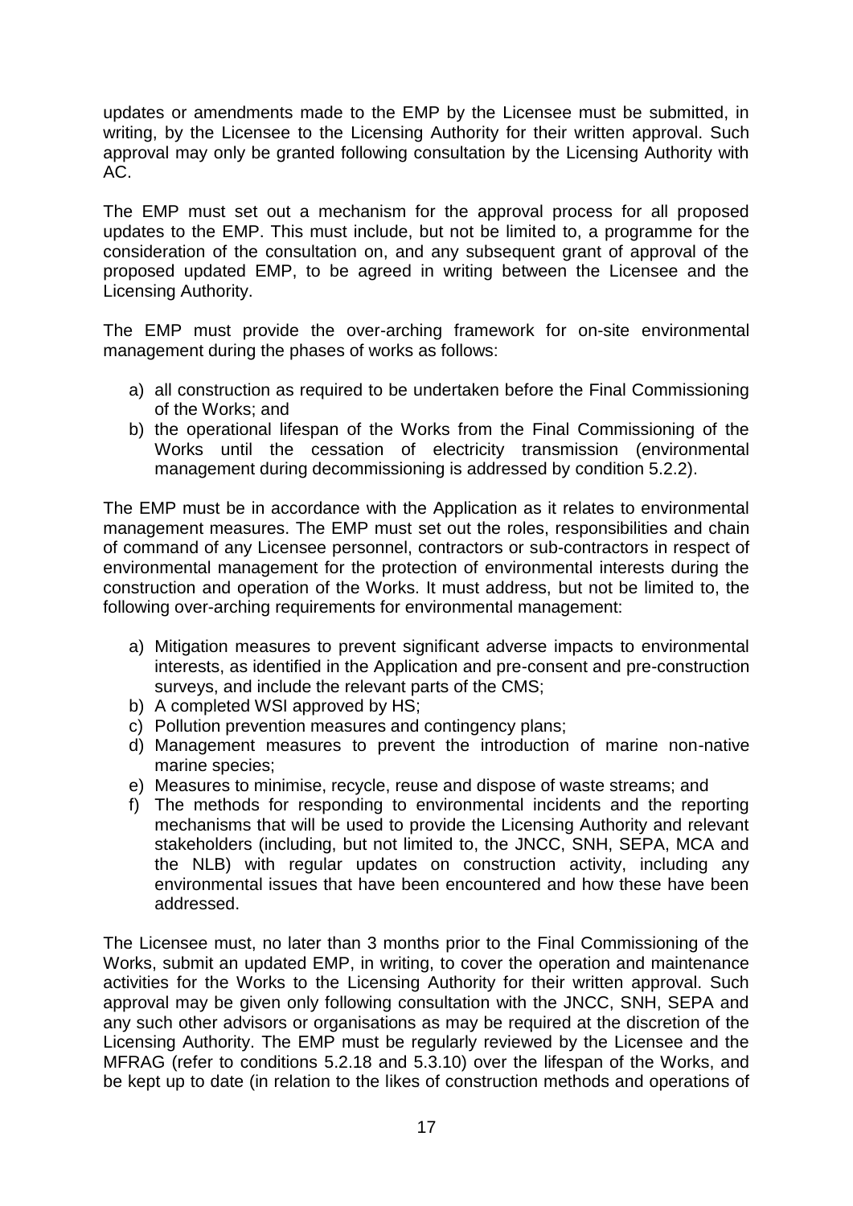updates or amendments made to the EMP by the Licensee must be submitted, in writing, by the Licensee to the Licensing Authority for their written approval. Such approval may only be granted following consultation by the Licensing Authority with AC.

The EMP must set out a mechanism for the approval process for all proposed updates to the EMP. This must include, but not be limited to, a programme for the consideration of the consultation on, and any subsequent grant of approval of the proposed updated EMP, to be agreed in writing between the Licensee and the Licensing Authority.

The EMP must provide the over-arching framework for on-site environmental management during the phases of works as follows:

a) all construction as required to be undertaken before the Final Commissioning of the Works; and
b) the operational lifespan of the Works from the Final Commissioning of the Works until the cessation of electricity transmission (environmental management during decommissioning is addressed by condition 5.2.2).

The EMP must be in accordance with the Application as it relates to environmental management measures. The EMP must set out the roles, responsibilities and chain of command of any Licensee personnel, contractors or sub-contractors in respect of environmental management for the protection of environmental interests during the construction and operation of the Works. It must address, but not be limited to, the following over-arching requirements for environmental management:

a) Mitigation measures to prevent significant adverse impacts to environmental interests, as identified in the Application and pre-consent and pre-construction surveys, and include the relevant parts of the CMS;
b) A completed WSI approved by HS;
c) Pollution prevention measures and contingency plans;
d) Management measures to prevent the introduction of marine non-native marine species;
e) Measures to minimise, recycle, reuse and dispose of waste streams; and
f) The methods for responding to environmental incidents and the reporting mechanisms that will be used to provide the Licensing Authority and relevant stakeholders (including, but not limited to, the JNCC, SNH, SEPA, MCA and the NLB) with regular updates on construction activity, including any environmental issues that have been encountered and how these have been addressed.

The Licensee must, no later than 3 months prior to the Final Commissioning of the Works, submit an updated EMP, in writing, to cover the operation and maintenance activities for the Works to the Licensing Authority for their written approval. Such approval may be given only following consultation with the JNCC, SNH, SEPA and any such other advisors or organisations as may be required at the discretion of the Licensing Authority. The EMP must be regularly reviewed by the Licensee and the MFRAG (refer to conditions 5.2.18 and 5.3.10) over the lifespan of the Works, and be kept up to date (in relation to the likes of construction methods and operations of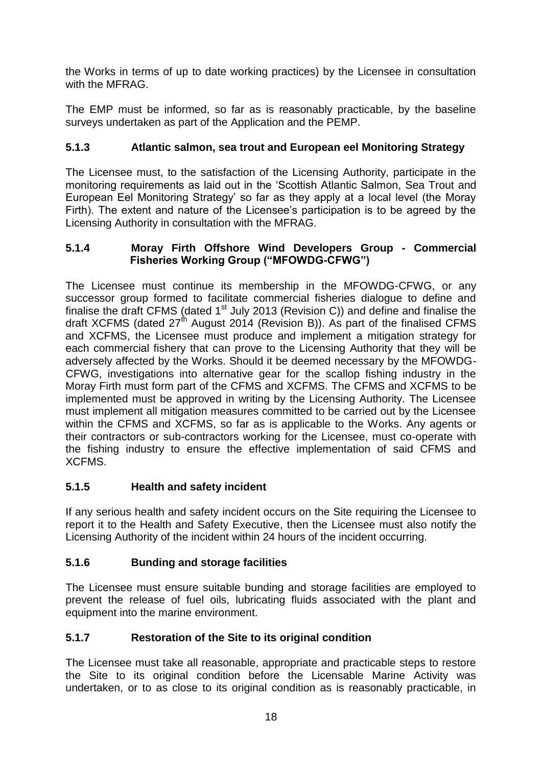the Works in terms of up to date working practices) by the Licensee in consultation with the MFRAG.

The EMP must be informed, so far as is reasonably practicable, by the baseline surveys undertaken as part of the Application and the PEMP.

### 5.1.3 Atlantic salmon, sea trout and European eel Monitoring Strategy

The Licensee must, to the satisfaction of the Licensing Authority, participate in the monitoring requirements as laid out in the 'Scottish Atlantic Salmon, Sea Trout and European Eel Monitoring Strategy' so far as they apply at a local level (the Moray Firth). The extent and nature of the Licensee's participation is to be agreed by the Licensing Authority in consultation with the MFRAG.

### 5.1.4 Moray Firth Offshore Wind Developers Group - Commercial Fisheries Working Group ("MFOWDG-CFWG")

The Licensee must continue its membership in the MFOWDG-CFWG, or any successor group formed to facilitate commercial fisheries dialogue to define and finalise the draft CFMS (dated 1st July 2013 (Revision C)) and define and finalise the draft XCFMS (dated 27th August 2014 (Revision B)). As part of the finalised CFMS and XCFMS, the Licensee must produce and implement a mitigation strategy for each commercial fishery that can prove to the Licensing Authority that they will be adversely affected by the Works. Should it be deemed necessary by the MFOWDG-CFWG, investigations into alternative gear for the scallop fishing industry in the Moray Firth must form part of the CFMS and XCFMS. The CFMS and XCFMS to be implemented must be approved in writing by the Licensing Authority. The Licensee must implement all mitigation measures committed to be carried out by the Licensee within the CFMS and XCFMS, so far as is applicable to the Works. Any agents or their contractors or sub-contractors working for the Licensee, must co-operate with the fishing industry to ensure the effective implementation of said CFMS and XCFMS.

### 5.1.5 Health and safety incident

If any serious health and safety incident occurs on the Site requiring the Licensee to report it to the Health and Safety Executive, then the Licensee must also notify the Licensing Authority of the incident within 24 hours of the incident occurring.

### 5.1.6 Bunding and storage facilities

The Licensee must ensure suitable bunding and storage facilities are employed to prevent the release of fuel oils, lubricating fluids associated with the plant and equipment into the marine environment.

### 5.1.7 Restoration of the Site to its original condition

The Licensee must take all reasonable, appropriate and practicable steps to restore the Site to its original condition before the Licensable Marine Activity was undertaken, or to as close to its original condition as is reasonably practicable, in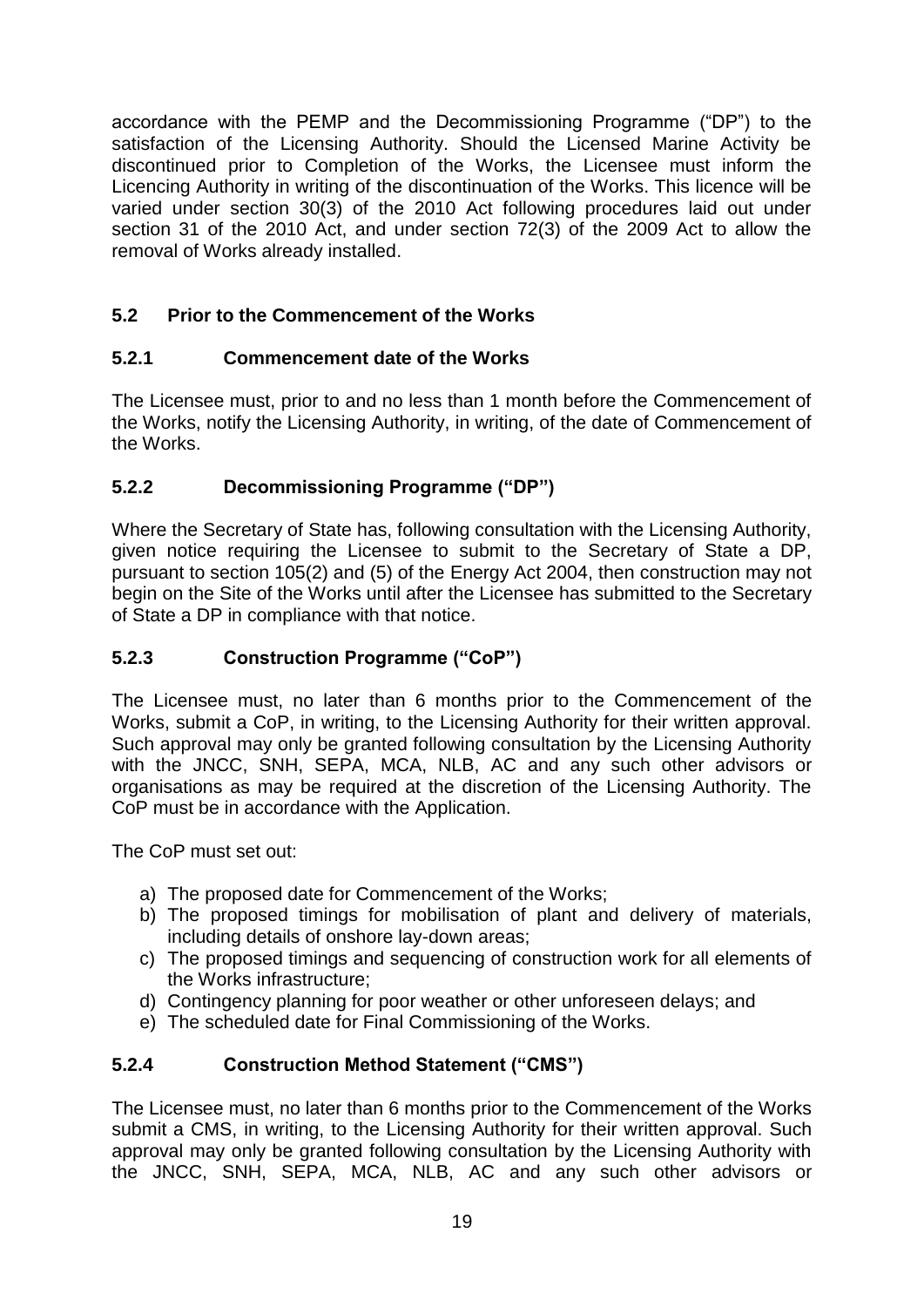accordance with the PEMP and the Decommissioning Programme ("DP") to the satisfaction of the Licensing Authority. Should the Licensed Marine Activity be discontinued prior to Completion of the Works, the Licensee must inform the Licencing Authority in writing of the discontinuation of the Works. This licence will be varied under section 30(3) of the 2010 Act following procedures laid out under section 31 of the 2010 Act, and under section 72(3) of the 2009 Act to allow the removal of Works already installed.

## 5.2 Prior to the Commencement of the Works

### 5.2.1 Commencement date of the Works

The Licensee must, prior to and no less than 1 month before the Commencement of the Works, notify the Licensing Authority, in writing, of the date of Commencement of the Works.

### 5.2.2 Decommissioning Programme ("DP")

Where the Secretary of State has, following consultation with the Licensing Authority, given notice requiring the Licensee to submit to the Secretary of State a DP, pursuant to section 105(2) and (5) of the Energy Act 2004, then construction may not begin on the Site of the Works until after the Licensee has submitted to the Secretary of State a DP in compliance with that notice.

### 5.2.3 Construction Programme ("CoP")

The Licensee must, no later than 6 months prior to the Commencement of the Works, submit a CoP, in writing, to the Licensing Authority for their written approval. Such approval may only be granted following consultation by the Licensing Authority with the JNCC, SNH, SEPA, MCA, NLB, AC and any such other advisors or organisations as may be required at the discretion of the Licensing Authority. The CoP must be in accordance with the Application.

The CoP must set out:

a) The proposed date for Commencement of the Works;
b) The proposed timings for mobilisation of plant and delivery of materials, including details of onshore lay-down areas;
c) The proposed timings and sequencing of construction work for all elements of the Works infrastructure;
d) Contingency planning for poor weather or other unforeseen delays; and
e) The scheduled date for Final Commissioning of the Works.

### 5.2.4 Construction Method Statement ("CMS")

The Licensee must, no later than 6 months prior to the Commencement of the Works submit a CMS, in writing, to the Licensing Authority for their written approval. Such approval may only be granted following consultation by the Licensing Authority with the JNCC, SNH, SEPA, MCA, NLB, AC and any such other advisors or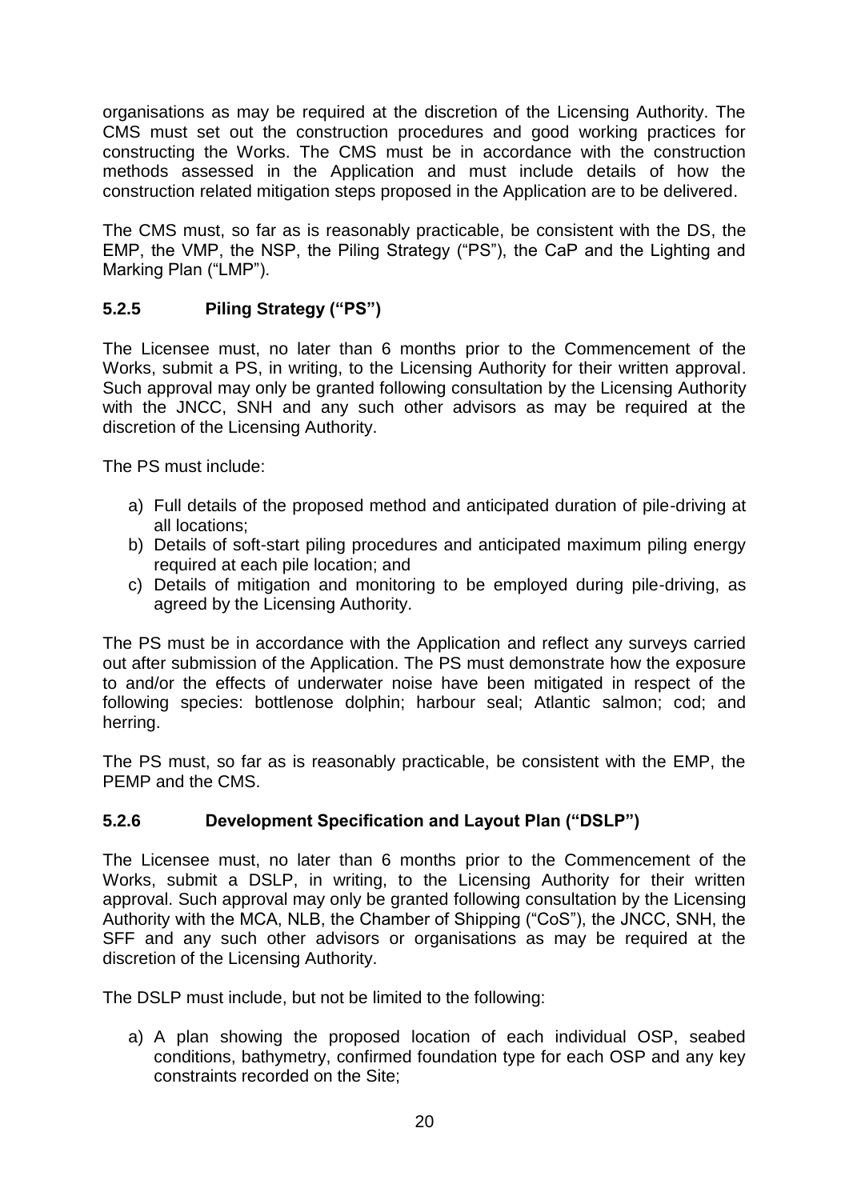organisations as may be required at the discretion of the Licensing Authority. The CMS must set out the construction procedures and good working practices for constructing the Works. The CMS must be in accordance with the construction methods assessed in the Application and must include details of how the construction related mitigation steps proposed in the Application are to be delivered.

The CMS must, so far as is reasonably practicable, be consistent with the DS, the EMP, the VMP, the NSP, the Piling Strategy ("PS"), the CaP and the Lighting and Marking Plan ("LMP").

### 5.2.5 Piling Strategy ("PS")

The Licensee must, no later than 6 months prior to the Commencement of the Works, submit a PS, in writing, to the Licensing Authority for their written approval. Such approval may only be granted following consultation by the Licensing Authority with the JNCC, SNH and any such other advisors as may be required at the discretion of the Licensing Authority.

The PS must include:

a) Full details of the proposed method and anticipated duration of pile-driving at all locations;
b) Details of soft-start piling procedures and anticipated maximum piling energy required at each pile location; and
c) Details of mitigation and monitoring to be employed during pile-driving, as agreed by the Licensing Authority.

The PS must be in accordance with the Application and reflect any surveys carried out after submission of the Application. The PS must demonstrate how the exposure to and/or the effects of underwater noise have been mitigated in respect of the following species: bottlenose dolphin; harbour seal; Atlantic salmon; cod; and herring.

The PS must, so far as is reasonably practicable, be consistent with the EMP, the PEMP and the CMS.

### 5.2.6 Development Specification and Layout Plan ("DSLP")

The Licensee must, no later than 6 months prior to the Commencement of the Works, submit a DSLP, in writing, to the Licensing Authority for their written approval. Such approval may only be granted following consultation by the Licensing Authority with the MCA, NLB, the Chamber of Shipping ("CoS"), the JNCC, SNH, the SFF and any such other advisors or organisations as may be required at the discretion of the Licensing Authority.

The DSLP must include, but not be limited to the following:

a) A plan showing the proposed location of each individual OSP, seabed conditions, bathymetry, confirmed foundation type for each OSP and any key constraints recorded on the Site;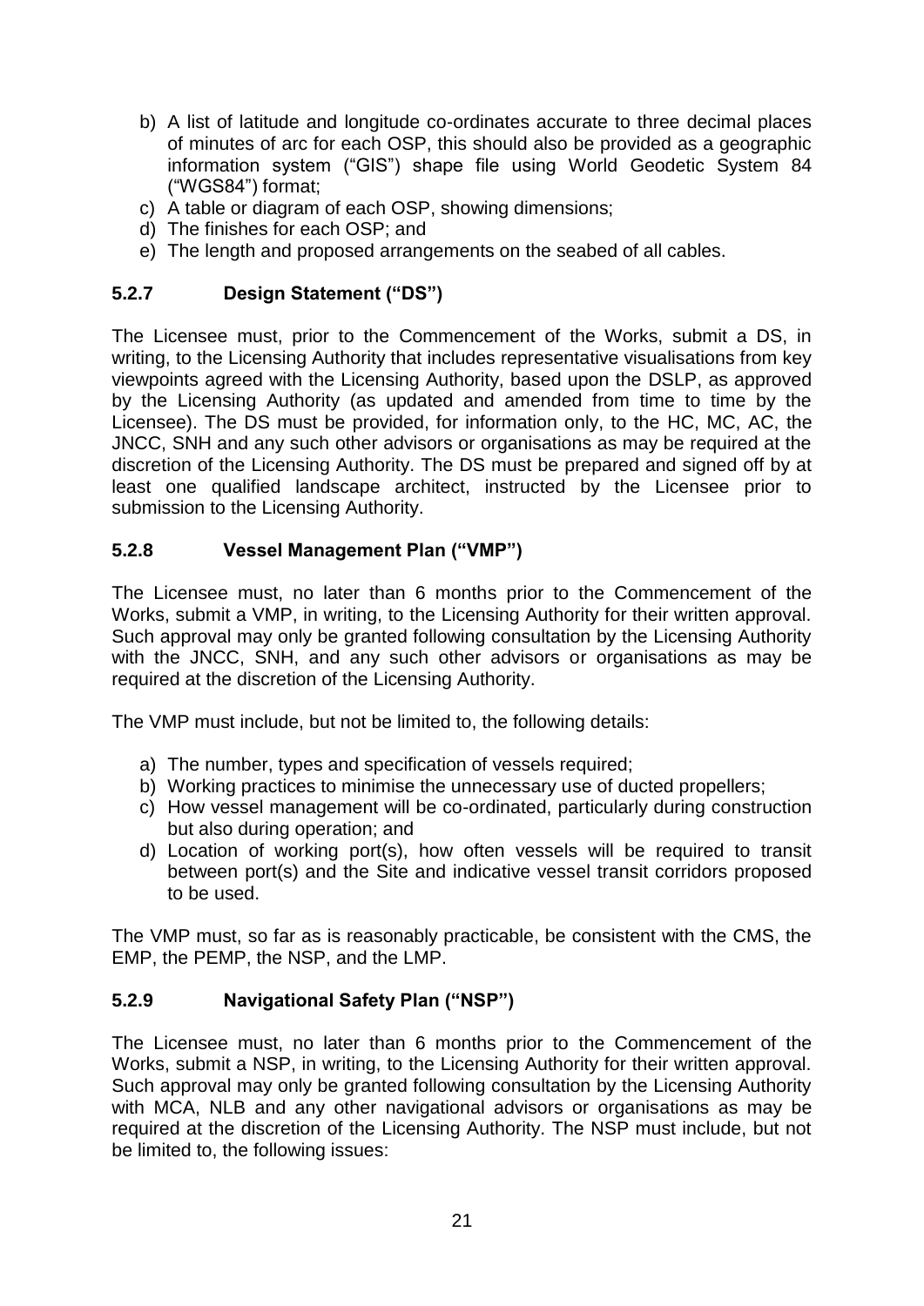b) A list of latitude and longitude co-ordinates accurate to three decimal places of minutes of arc for each OSP, this should also be provided as a geographic information system ("GIS") shape file using World Geodetic System 84 ("WGS84") format;
c) A table or diagram of each OSP, showing dimensions;
d) The finishes for each OSP; and
e) The length and proposed arrangements on the seabed of all cables.

### 5.2.7 Design Statement ("DS")

The Licensee must, prior to the Commencement of the Works, submit a DS, in writing, to the Licensing Authority that includes representative visualisations from key viewpoints agreed with the Licensing Authority, based upon the DSLP, as approved by the Licensing Authority (as updated and amended from time to time by the Licensee). The DS must be provided, for information only, to the HC, MC, AC, the JNCC, SNH and any such other advisors or organisations as may be required at the discretion of the Licensing Authority. The DS must be prepared and signed off by at least one qualified landscape architect, instructed by the Licensee prior to submission to the Licensing Authority.

### 5.2.8 Vessel Management Plan ("VMP")

The Licensee must, no later than 6 months prior to the Commencement of the Works, submit a VMP, in writing, to the Licensing Authority for their written approval. Such approval may only be granted following consultation by the Licensing Authority with the JNCC, SNH, and any such other advisors or organisations as may be required at the discretion of the Licensing Authority.

The VMP must include, but not be limited to, the following details:

a) The number, types and specification of vessels required;
b) Working practices to minimise the unnecessary use of ducted propellers;
c) How vessel management will be co-ordinated, particularly during construction but also during operation; and
d) Location of working port(s), how often vessels will be required to transit between port(s) and the Site and indicative vessel transit corridors proposed to be used.

The VMP must, so far as is reasonably practicable, be consistent with the CMS, the EMP, the PEMP, the NSP, and the LMP.

### 5.2.9 Navigational Safety Plan ("NSP")

The Licensee must, no later than 6 months prior to the Commencement of the Works, submit a NSP, in writing, to the Licensing Authority for their written approval. Such approval may only be granted following consultation by the Licensing Authority with MCA, NLB and any other navigational advisors or organisations as may be required at the discretion of the Licensing Authority. The NSP must include, but not be limited to, the following issues: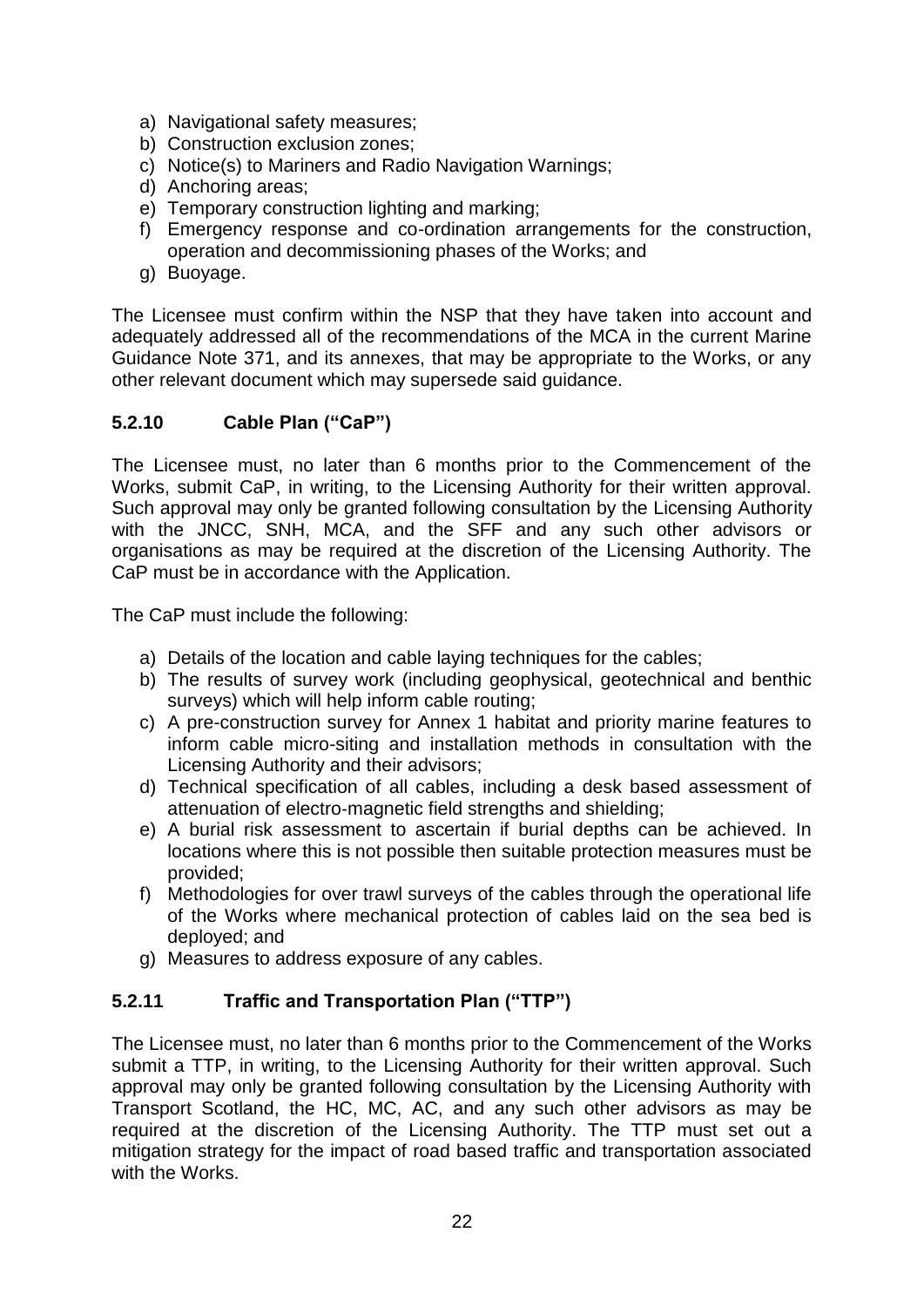a) Navigational safety measures;
b) Construction exclusion zones;
c) Notice(s) to Mariners and Radio Navigation Warnings;
d) Anchoring areas;
e) Temporary construction lighting and marking;
f) Emergency response and co-ordination arrangements for the construction, operation and decommissioning phases of the Works; and
g) Buoyage.

The Licensee must confirm within the NSP that they have taken into account and adequately addressed all of the recommendations of the MCA in the current Marine Guidance Note 371, and its annexes, that may be appropriate to the Works, or any other relevant document which may supersede said guidance.

### 5.2.10 Cable Plan ("CaP")

The Licensee must, no later than 6 months prior to the Commencement of the Works, submit CaP, in writing, to the Licensing Authority for their written approval. Such approval may only be granted following consultation by the Licensing Authority with the JNCC, SNH, MCA, and the SFF and any such other advisors or organisations as may be required at the discretion of the Licensing Authority. The CaP must be in accordance with the Application.

The CaP must include the following:

a) Details of the location and cable laying techniques for the cables;
b) The results of survey work (including geophysical, geotechnical and benthic surveys) which will help inform cable routing;
c) A pre-construction survey for Annex 1 habitat and priority marine features to inform cable micro-siting and installation methods in consultation with the Licensing Authority and their advisors;
d) Technical specification of all cables, including a desk based assessment of attenuation of electro-magnetic field strengths and shielding;
e) A burial risk assessment to ascertain if burial depths can be achieved. In locations where this is not possible then suitable protection measures must be provided;
f) Methodologies for over trawl surveys of the cables through the operational life of the Works where mechanical protection of cables laid on the sea bed is deployed; and
g) Measures to address exposure of any cables.

### 5.2.11 Traffic and Transportation Plan ("TTP")

The Licensee must, no later than 6 months prior to the Commencement of the Works submit a TTP, in writing, to the Licensing Authority for their written approval. Such approval may only be granted following consultation by the Licensing Authority with Transport Scotland, the HC, MC, AC, and any such other advisors as may be required at the discretion of the Licensing Authority. The TTP must set out a mitigation strategy for the impact of road based traffic and transportation associated with the Works.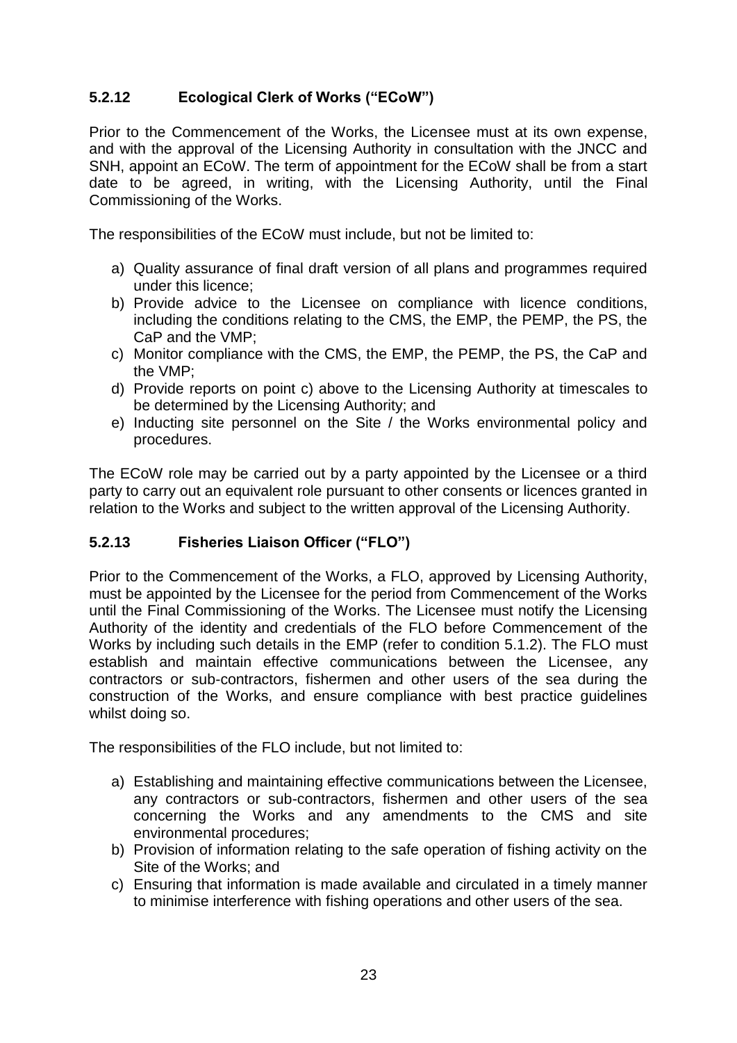### 5.2.12 Ecological Clerk of Works ("ECoW")

Prior to the Commencement of the Works, the Licensee must at its own expense, and with the approval of the Licensing Authority in consultation with the JNCC and SNH, appoint an ECoW. The term of appointment for the ECoW shall be from a start date to be agreed, in writing, with the Licensing Authority, until the Final Commissioning of the Works.

The responsibilities of the ECoW must include, but not be limited to:

a) Quality assurance of final draft version of all plans and programmes required under this licence;
b) Provide advice to the Licensee on compliance with licence conditions, including the conditions relating to the CMS, the EMP, the PEMP, the PS, the CaP and the VMP;
c) Monitor compliance with the CMS, the EMP, the PEMP, the PS, the CaP and the VMP;
d) Provide reports on point c) above to the Licensing Authority at timescales to be determined by the Licensing Authority; and
e) Inducting site personnel on the Site / the Works environmental policy and procedures.

The ECoW role may be carried out by a party appointed by the Licensee or a third party to carry out an equivalent role pursuant to other consents or licences granted in relation to the Works and subject to the written approval of the Licensing Authority.

### 5.2.13 Fisheries Liaison Officer ("FLO")

Prior to the Commencement of the Works, a FLO, approved by Licensing Authority, must be appointed by the Licensee for the period from Commencement of the Works until the Final Commissioning of the Works. The Licensee must notify the Licensing Authority of the identity and credentials of the FLO before Commencement of the Works by including such details in the EMP (refer to condition 5.1.2). The FLO must establish and maintain effective communications between the Licensee, any contractors or sub-contractors, fishermen and other users of the sea during the construction of the Works, and ensure compliance with best practice guidelines whilst doing so.

The responsibilities of the FLO include, but not limited to:

a) Establishing and maintaining effective communications between the Licensee, any contractors or sub-contractors, fishermen and other users of the sea concerning the Works and any amendments to the CMS and site environmental procedures;
b) Provision of information relating to the safe operation of fishing activity on the Site of the Works; and
c) Ensuring that information is made available and circulated in a timely manner to minimise interference with fishing operations and other users of the sea.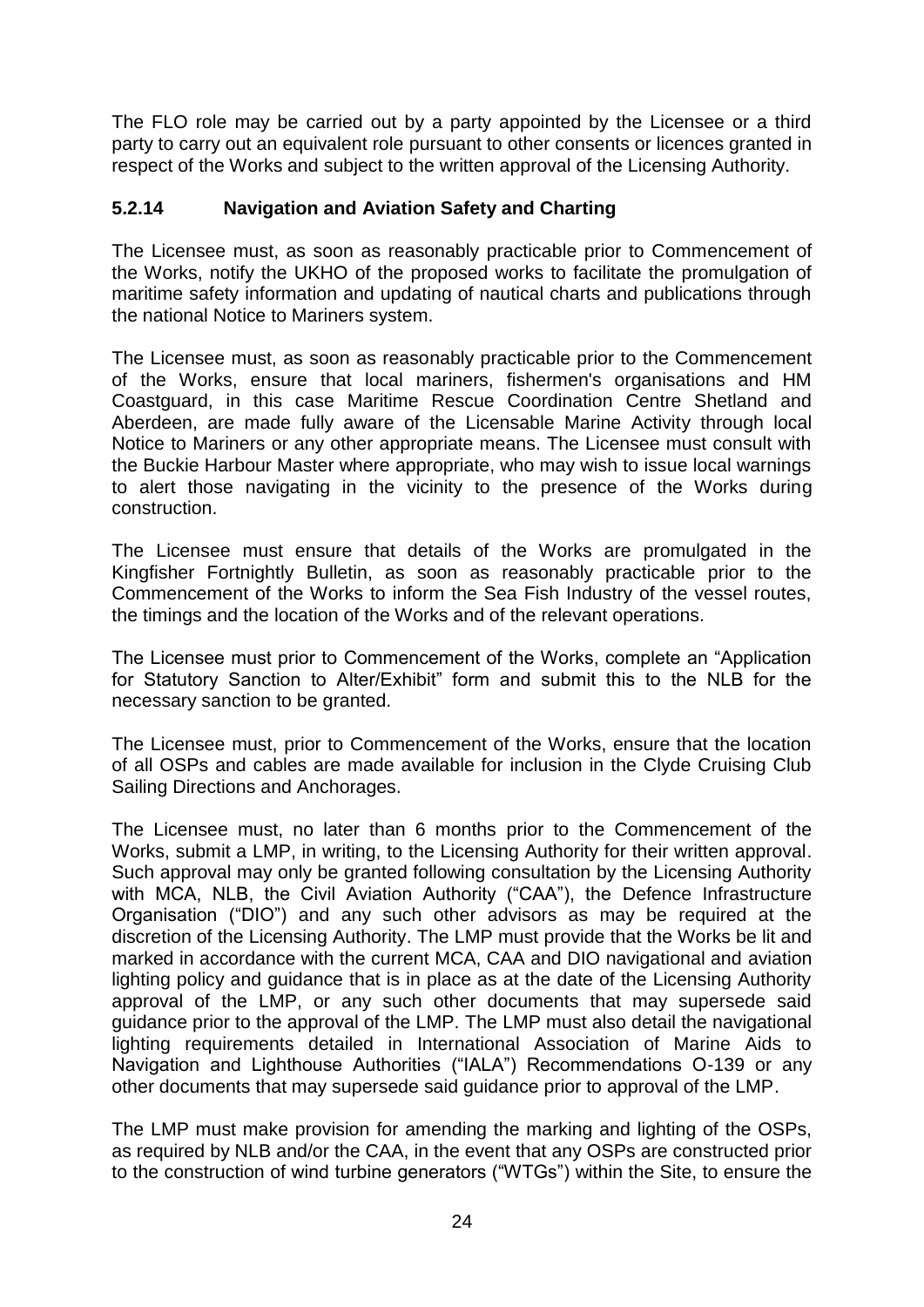The FLO role may be carried out by a party appointed by the Licensee or a third party to carry out an equivalent role pursuant to other consents or licences granted in respect of the Works and subject to the written approval of the Licensing Authority.

### 5.2.14 Navigation and Aviation Safety and Charting

The Licensee must, as soon as reasonably practicable prior to Commencement of the Works, notify the UKHO of the proposed works to facilitate the promulgation of maritime safety information and updating of nautical charts and publications through the national Notice to Mariners system.

The Licensee must, as soon as reasonably practicable prior to the Commencement of the Works, ensure that local mariners, fishermen's organisations and HM Coastguard, in this case Maritime Rescue Coordination Centre Shetland and Aberdeen, are made fully aware of the Licensable Marine Activity through local Notice to Mariners or any other appropriate means. The Licensee must consult with the Buckie Harbour Master where appropriate, who may wish to issue local warnings to alert those navigating in the vicinity to the presence of the Works during construction.

The Licensee must ensure that details of the Works are promulgated in the Kingfisher Fortnightly Bulletin, as soon as reasonably practicable prior to the Commencement of the Works to inform the Sea Fish Industry of the vessel routes, the timings and the location of the Works and of the relevant operations.

The Licensee must prior to Commencement of the Works, complete an "Application for Statutory Sanction to Alter/Exhibit" form and submit this to the NLB for the necessary sanction to be granted.

The Licensee must, prior to Commencement of the Works, ensure that the location of all OSPs and cables are made available for inclusion in the Clyde Cruising Club Sailing Directions and Anchorages.

The Licensee must, no later than 6 months prior to the Commencement of the Works, submit a LMP, in writing, to the Licensing Authority for their written approval. Such approval may only be granted following consultation by the Licensing Authority with MCA, NLB, the Civil Aviation Authority ("CAA"), the Defence Infrastructure Organisation ("DIO") and any such other advisors as may be required at the discretion of the Licensing Authority. The LMP must provide that the Works be lit and marked in accordance with the current MCA, CAA and DIO navigational and aviation lighting policy and guidance that is in place as at the date of the Licensing Authority approval of the LMP, or any such other documents that may supersede said guidance prior to the approval of the LMP. The LMP must also detail the navigational lighting requirements detailed in International Association of Marine Aids to Navigation and Lighthouse Authorities ("IALA") Recommendations O-139 or any other documents that may supersede said guidance prior to approval of the LMP.

The LMP must make provision for amending the marking and lighting of the OSPs, as required by NLB and/or the CAA, in the event that any OSPs are constructed prior to the construction of wind turbine generators ("WTGs") within the Site, to ensure the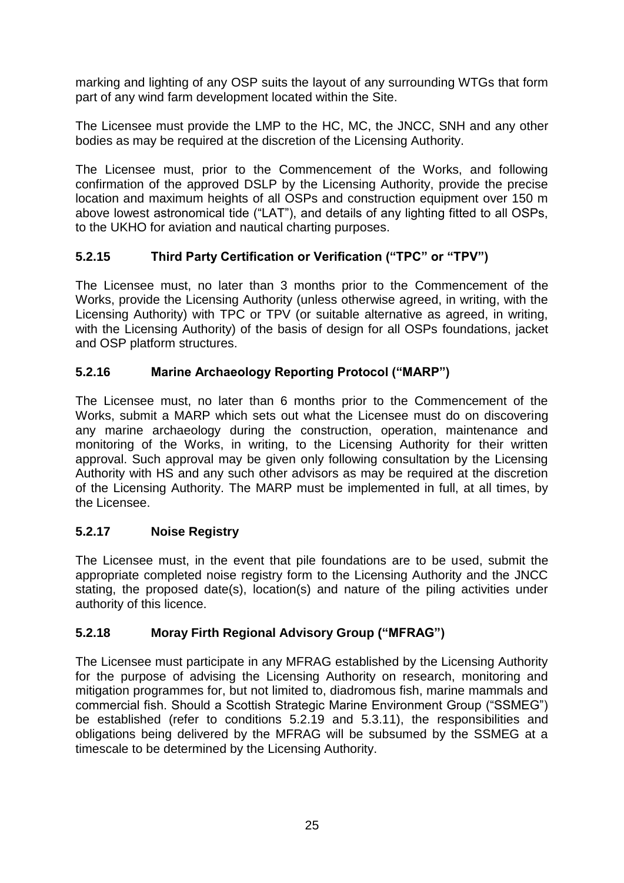marking and lighting of any OSP suits the layout of any surrounding WTGs that form part of any wind farm development located within the Site.

The Licensee must provide the LMP to the HC, MC, the JNCC, SNH and any other bodies as may be required at the discretion of the Licensing Authority.

The Licensee must, prior to the Commencement of the Works, and following confirmation of the approved DSLP by the Licensing Authority, provide the precise location and maximum heights of all OSPs and construction equipment over 150 m above lowest astronomical tide ("LAT"), and details of any lighting fitted to all OSPs, to the UKHO for aviation and nautical charting purposes.

### 5.2.15 Third Party Certification or Verification ("TPC" or "TPV")

The Licensee must, no later than 3 months prior to the Commencement of the Works, provide the Licensing Authority (unless otherwise agreed, in writing, with the Licensing Authority) with TPC or TPV (or suitable alternative as agreed, in writing, with the Licensing Authority) of the basis of design for all OSPs foundations, jacket and OSP platform structures.

### 5.2.16 Marine Archaeology Reporting Protocol ("MARP")

The Licensee must, no later than 6 months prior to the Commencement of the Works, submit a MARP which sets out what the Licensee must do on discovering any marine archaeology during the construction, operation, maintenance and monitoring of the Works, in writing, to the Licensing Authority for their written approval. Such approval may be given only following consultation by the Licensing Authority with HS and any such other advisors as may be required at the discretion of the Licensing Authority. The MARP must be implemented in full, at all times, by the Licensee.

### 5.2.17 Noise Registry

The Licensee must, in the event that pile foundations are to be used, submit the appropriate completed noise registry form to the Licensing Authority and the JNCC stating, the proposed date(s), location(s) and nature of the piling activities under authority of this licence.

### 5.2.18 Moray Firth Regional Advisory Group ("MFRAG")

The Licensee must participate in any MFRAG established by the Licensing Authority for the purpose of advising the Licensing Authority on research, monitoring and mitigation programmes for, but not limited to, diadromous fish, marine mammals and commercial fish. Should a Scottish Strategic Marine Environment Group ("SSMEG") be established (refer to conditions 5.2.19 and 5.3.11), the responsibilities and obligations being delivered by the MFRAG will be subsumed by the SSMEG at a timescale to be determined by the Licensing Authority.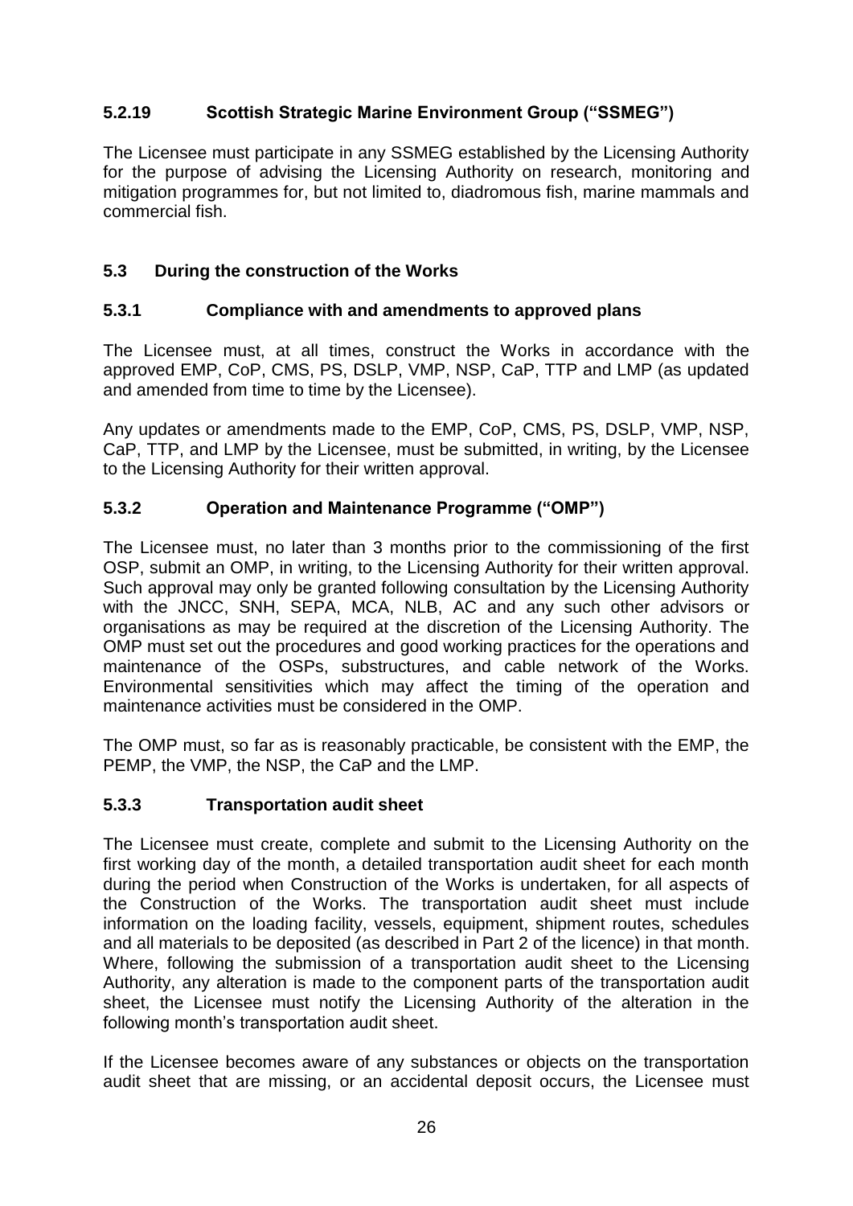### 5.2.19 Scottish Strategic Marine Environment Group ("SSMEG")

The Licensee must participate in any SSMEG established by the Licensing Authority for the purpose of advising the Licensing Authority on research, monitoring and mitigation programmes for, but not limited to, diadromous fish, marine mammals and commercial fish.

## 5.3 During the construction of the Works

### 5.3.1 Compliance with and amendments to approved plans

The Licensee must, at all times, construct the Works in accordance with the approved EMP, CoP, CMS, PS, DSLP, VMP, NSP, CaP, TTP and LMP (as updated and amended from time to time by the Licensee).

Any updates or amendments made to the EMP, CoP, CMS, PS, DSLP, VMP, NSP, CaP, TTP, and LMP by the Licensee, must be submitted, in writing, by the Licensee to the Licensing Authority for their written approval.

### 5.3.2 Operation and Maintenance Programme ("OMP")

The Licensee must, no later than 3 months prior to the commissioning of the first OSP, submit an OMP, in writing, to the Licensing Authority for their written approval. Such approval may only be granted following consultation by the Licensing Authority with the JNCC, SNH, SEPA, MCA, NLB, AC and any such other advisors or organisations as may be required at the discretion of the Licensing Authority. The OMP must set out the procedures and good working practices for the operations and maintenance of the OSPs, substructures, and cable network of the Works. Environmental sensitivities which may affect the timing of the operation and maintenance activities must be considered in the OMP.

The OMP must, so far as is reasonably practicable, be consistent with the EMP, the PEMP, the VMP, the NSP, the CaP and the LMP.

### 5.3.3 Transportation audit sheet

The Licensee must create, complete and submit to the Licensing Authority on the first working day of the month, a detailed transportation audit sheet for each month during the period when Construction of the Works is undertaken, for all aspects of the Construction of the Works. The transportation audit sheet must include information on the loading facility, vessels, equipment, shipment routes, schedules and all materials to be deposited (as described in Part 2 of the licence) in that month. Where, following the submission of a transportation audit sheet to the Licensing Authority, any alteration is made to the component parts of the transportation audit sheet, the Licensee must notify the Licensing Authority of the alteration in the following month's transportation audit sheet.

If the Licensee becomes aware of any substances or objects on the transportation audit sheet that are missing, or an accidental deposit occurs, the Licensee must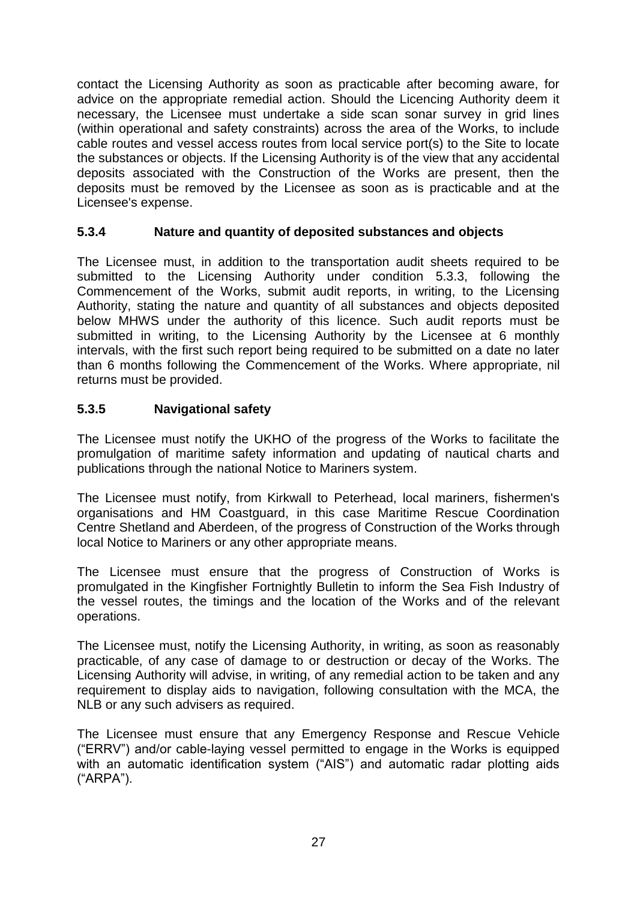contact the Licensing Authority as soon as practicable after becoming aware, for advice on the appropriate remedial action. Should the Licencing Authority deem it necessary, the Licensee must undertake a side scan sonar survey in grid lines (within operational and safety constraints) across the area of the Works, to include cable routes and vessel access routes from local service port(s) to the Site to locate the substances or objects. If the Licensing Authority is of the view that any accidental deposits associated with the Construction of the Works are present, then the deposits must be removed by the Licensee as soon as is practicable and at the Licensee's expense.

### 5.3.4 Nature and quantity of deposited substances and objects

The Licensee must, in addition to the transportation audit sheets required to be submitted to the Licensing Authority under condition 5.3.3, following the Commencement of the Works, submit audit reports, in writing, to the Licensing Authority, stating the nature and quantity of all substances and objects deposited below MHWS under the authority of this licence. Such audit reports must be submitted in writing, to the Licensing Authority by the Licensee at 6 monthly intervals, with the first such report being required to be submitted on a date no later than 6 months following the Commencement of the Works. Where appropriate, nil returns must be provided.

### 5.3.5 Navigational safety

The Licensee must notify the UKHO of the progress of the Works to facilitate the promulgation of maritime safety information and updating of nautical charts and publications through the national Notice to Mariners system.

The Licensee must notify, from Kirkwall to Peterhead, local mariners, fishermen's organisations and HM Coastguard, in this case Maritime Rescue Coordination Centre Shetland and Aberdeen, of the progress of Construction of the Works through local Notice to Mariners or any other appropriate means.

The Licensee must ensure that the progress of Construction of Works is promulgated in the Kingfisher Fortnightly Bulletin to inform the Sea Fish Industry of the vessel routes, the timings and the location of the Works and of the relevant operations.

The Licensee must, notify the Licensing Authority, in writing, as soon as reasonably practicable, of any case of damage to or destruction or decay of the Works. The Licensing Authority will advise, in writing, of any remedial action to be taken and any requirement to display aids to navigation, following consultation with the MCA, the NLB or any such advisers as required.

The Licensee must ensure that any Emergency Response and Rescue Vehicle ("ERRV") and/or cable-laying vessel permitted to engage in the Works is equipped with an automatic identification system ("AIS") and automatic radar plotting aids ("ARPA").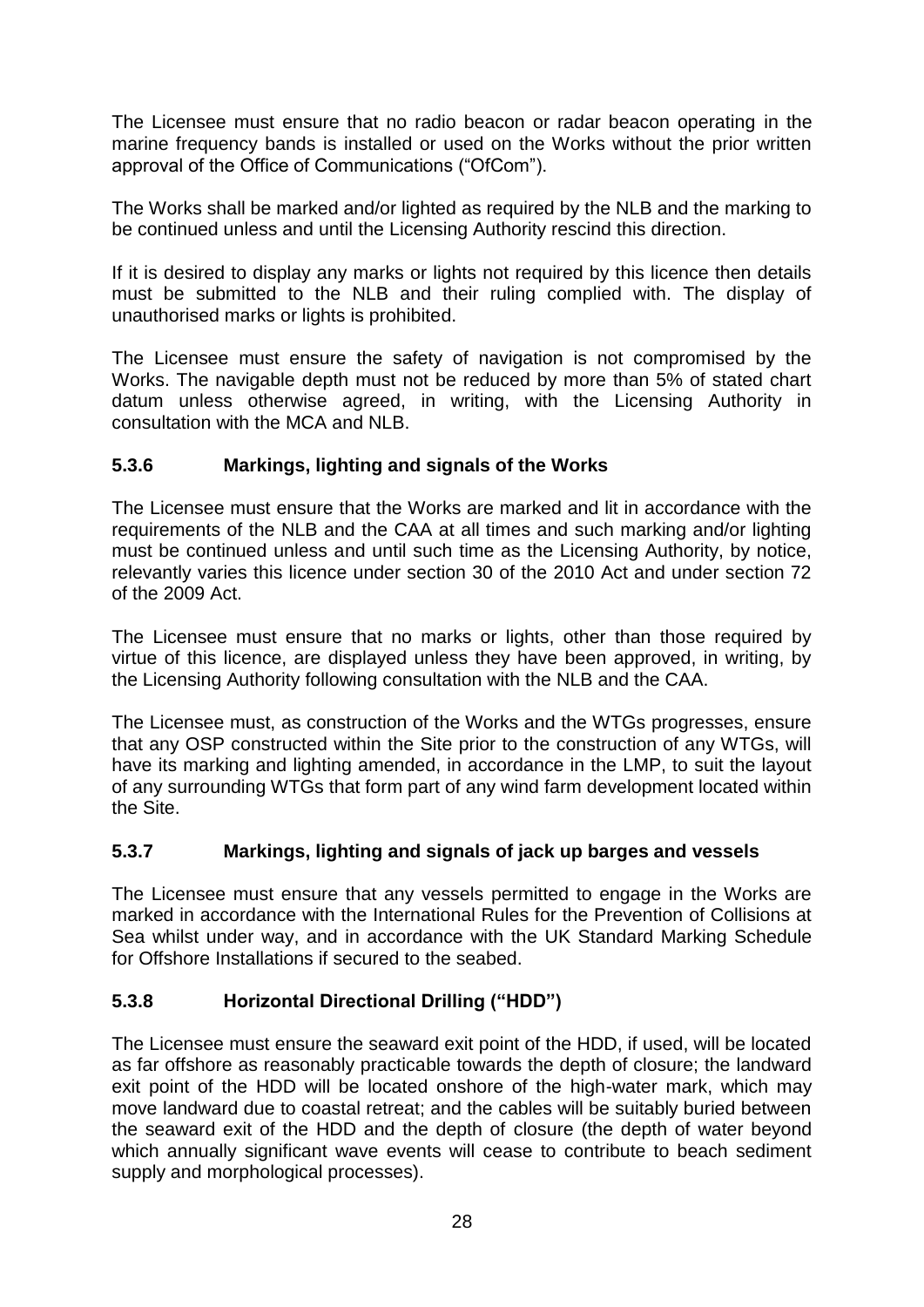The Licensee must ensure that no radio beacon or radar beacon operating in the marine frequency bands is installed or used on the Works without the prior written approval of the Office of Communications ("OfCom").

The Works shall be marked and/or lighted as required by the NLB and the marking to be continued unless and until the Licensing Authority rescind this direction.

If it is desired to display any marks or lights not required by this licence then details must be submitted to the NLB and their ruling complied with. The display of unauthorised marks or lights is prohibited.

The Licensee must ensure the safety of navigation is not compromised by the Works. The navigable depth must not be reduced by more than 5% of stated chart datum unless otherwise agreed, in writing, with the Licensing Authority in consultation with the MCA and NLB.

### 5.3.6 Markings, lighting and signals of the Works

The Licensee must ensure that the Works are marked and lit in accordance with the requirements of the NLB and the CAA at all times and such marking and/or lighting must be continued unless and until such time as the Licensing Authority, by notice, relevantly varies this licence under section 30 of the 2010 Act and under section 72 of the 2009 Act.

The Licensee must ensure that no marks or lights, other than those required by virtue of this licence, are displayed unless they have been approved, in writing, by the Licensing Authority following consultation with the NLB and the CAA.

The Licensee must, as construction of the Works and the WTGs progresses, ensure that any OSP constructed within the Site prior to the construction of any WTGs, will have its marking and lighting amended, in accordance in the LMP, to suit the layout of any surrounding WTGs that form part of any wind farm development located within the Site.

### 5.3.7 Markings, lighting and signals of jack up barges and vessels

The Licensee must ensure that any vessels permitted to engage in the Works are marked in accordance with the International Rules for the Prevention of Collisions at Sea whilst under way, and in accordance with the UK Standard Marking Schedule for Offshore Installations if secured to the seabed.

### 5.3.8 Horizontal Directional Drilling ("HDD")

The Licensee must ensure the seaward exit point of the HDD, if used, will be located as far offshore as reasonably practicable towards the depth of closure; the landward exit point of the HDD will be located onshore of the high-water mark, which may move landward due to coastal retreat; and the cables will be suitably buried between the seaward exit of the HDD and the depth of closure (the depth of water beyond which annually significant wave events will cease to contribute to beach sediment supply and morphological processes).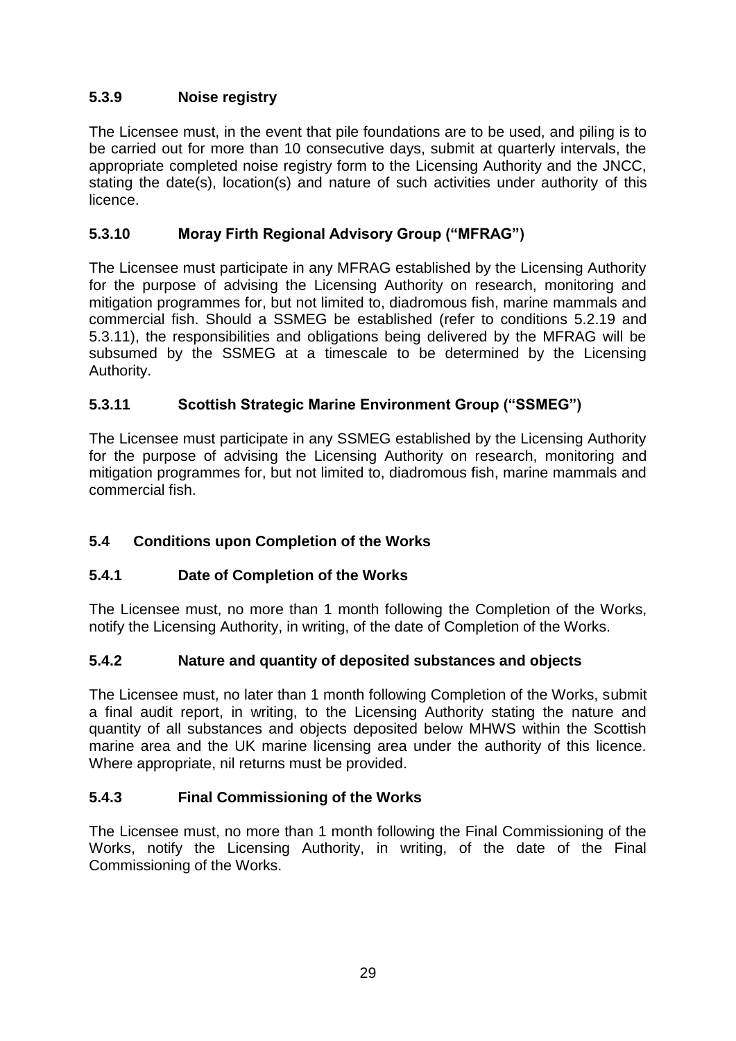### 5.3.9 Noise registry

The Licensee must, in the event that pile foundations are to be used, and piling is to be carried out for more than 10 consecutive days, submit at quarterly intervals, the appropriate completed noise registry form to the Licensing Authority and the JNCC, stating the date(s), location(s) and nature of such activities under authority of this licence.

### 5.3.10 Moray Firth Regional Advisory Group ("MFRAG")

The Licensee must participate in any MFRAG established by the Licensing Authority for the purpose of advising the Licensing Authority on research, monitoring and mitigation programmes for, but not limited to, diadromous fish, marine mammals and commercial fish. Should a SSMEG be established (refer to conditions 5.2.19 and 5.3.11), the responsibilities and obligations being delivered by the MFRAG will be subsumed by the SSMEG at a timescale to be determined by the Licensing Authority.

### 5.3.11 Scottish Strategic Marine Environment Group ("SSMEG")

The Licensee must participate in any SSMEG established by the Licensing Authority for the purpose of advising the Licensing Authority on research, monitoring and mitigation programmes for, but not limited to, diadromous fish, marine mammals and commercial fish.

## 5.4 Conditions upon Completion of the Works

### 5.4.1 Date of Completion of the Works

The Licensee must, no more than 1 month following the Completion of the Works, notify the Licensing Authority, in writing, of the date of Completion of the Works.

### 5.4.2 Nature and quantity of deposited substances and objects

The Licensee must, no later than 1 month following Completion of the Works, submit a final audit report, in writing, to the Licensing Authority stating the nature and quantity of all substances and objects deposited below MHWS within the Scottish marine area and the UK marine licensing area under the authority of this licence. Where appropriate, nil returns must be provided.

### 5.4.3 Final Commissioning of the Works

The Licensee must, no more than 1 month following the Final Commissioning of the Works, notify the Licensing Authority, in writing, of the date of the Final Commissioning of the Works.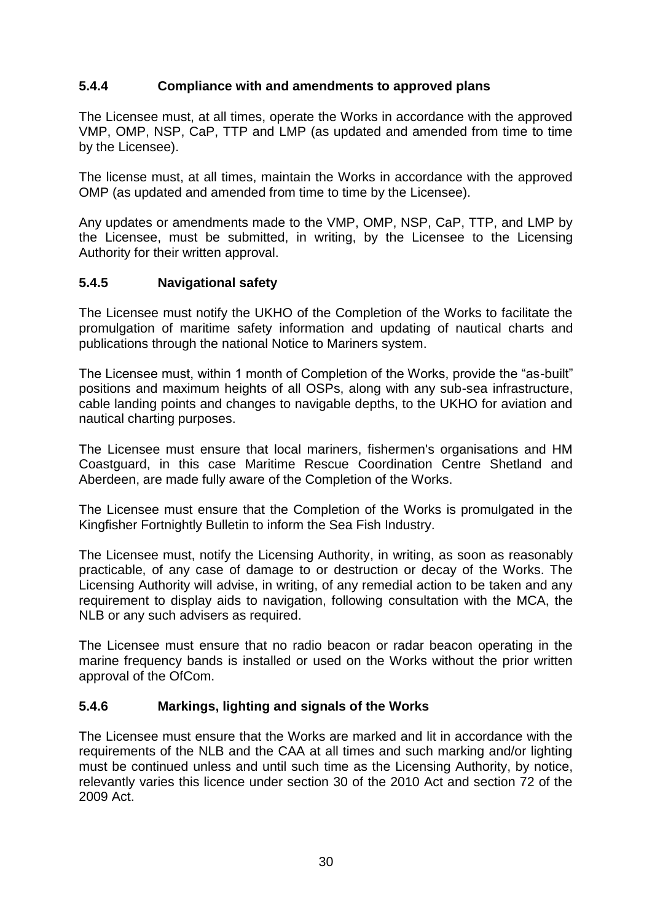### 5.4.4 Compliance with and amendments to approved plans

The Licensee must, at all times, operate the Works in accordance with the approved VMP, OMP, NSP, CaP, TTP and LMP (as updated and amended from time to time by the Licensee).

The license must, at all times, maintain the Works in accordance with the approved OMP (as updated and amended from time to time by the Licensee).

Any updates or amendments made to the VMP, OMP, NSP, CaP, TTP, and LMP by the Licensee, must be submitted, in writing, by the Licensee to the Licensing Authority for their written approval.

### 5.4.5 Navigational safety

The Licensee must notify the UKHO of the Completion of the Works to facilitate the promulgation of maritime safety information and updating of nautical charts and publications through the national Notice to Mariners system.

The Licensee must, within 1 month of Completion of the Works, provide the "as-built" positions and maximum heights of all OSPs, along with any sub-sea infrastructure, cable landing points and changes to navigable depths, to the UKHO for aviation and nautical charting purposes.

The Licensee must ensure that local mariners, fishermen's organisations and HM Coastguard, in this case Maritime Rescue Coordination Centre Shetland and Aberdeen, are made fully aware of the Completion of the Works.

The Licensee must ensure that the Completion of the Works is promulgated in the Kingfisher Fortnightly Bulletin to inform the Sea Fish Industry.

The Licensee must, notify the Licensing Authority, in writing, as soon as reasonably practicable, of any case of damage to or destruction or decay of the Works. The Licensing Authority will advise, in writing, of any remedial action to be taken and any requirement to display aids to navigation, following consultation with the MCA, the NLB or any such advisers as required.

The Licensee must ensure that no radio beacon or radar beacon operating in the marine frequency bands is installed or used on the Works without the prior written approval of the OfCom.

### 5.4.6 Markings, lighting and signals of the Works

The Licensee must ensure that the Works are marked and lit in accordance with the requirements of the NLB and the CAA at all times and such marking and/or lighting must be continued unless and until such time as the Licensing Authority, by notice, relevantly varies this licence under section 30 of the 2010 Act and section 72 of the 2009 Act.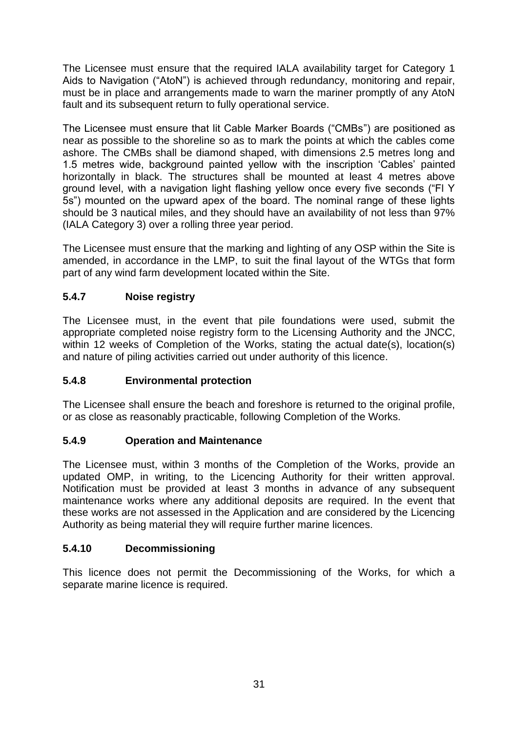The Licensee must ensure that the required IALA availability target for Category 1 Aids to Navigation ("AtoN") is achieved through redundancy, monitoring and repair, must be in place and arrangements made to warn the mariner promptly of any AtoN fault and its subsequent return to fully operational service.

The Licensee must ensure that lit Cable Marker Boards ("CMBs") are positioned as near as possible to the shoreline so as to mark the points at which the cables come ashore. The CMBs shall be diamond shaped, with dimensions 2.5 metres long and 1.5 metres wide, background painted yellow with the inscription 'Cables' painted horizontally in black. The structures shall be mounted at least 4 metres above ground level, with a navigation light flashing yellow once every five seconds ("Fl Y 5s") mounted on the upward apex of the board. The nominal range of these lights should be 3 nautical miles, and they should have an availability of not less than 97% (IALA Category 3) over a rolling three year period.

The Licensee must ensure that the marking and lighting of any OSP within the Site is amended, in accordance in the LMP, to suit the final layout of the WTGs that form part of any wind farm development located within the Site.

### 5.4.7 Noise registry

The Licensee must, in the event that pile foundations were used, submit the appropriate completed noise registry form to the Licensing Authority and the JNCC, within 12 weeks of Completion of the Works, stating the actual date(s), location(s) and nature of piling activities carried out under authority of this licence.

### 5.4.8 Environmental protection

The Licensee shall ensure the beach and foreshore is returned to the original profile, or as close as reasonably practicable, following Completion of the Works.

### 5.4.9 Operation and Maintenance

The Licensee must, within 3 months of the Completion of the Works, provide an updated OMP, in writing, to the Licencing Authority for their written approval. Notification must be provided at least 3 months in advance of any subsequent maintenance works where any additional deposits are required. In the event that these works are not assessed in the Application and are considered by the Licencing Authority as being material they will require further marine licences.

### 5.4.10 Decommissioning

This licence does not permit the Decommissioning of the Works, for which a separate marine licence is required.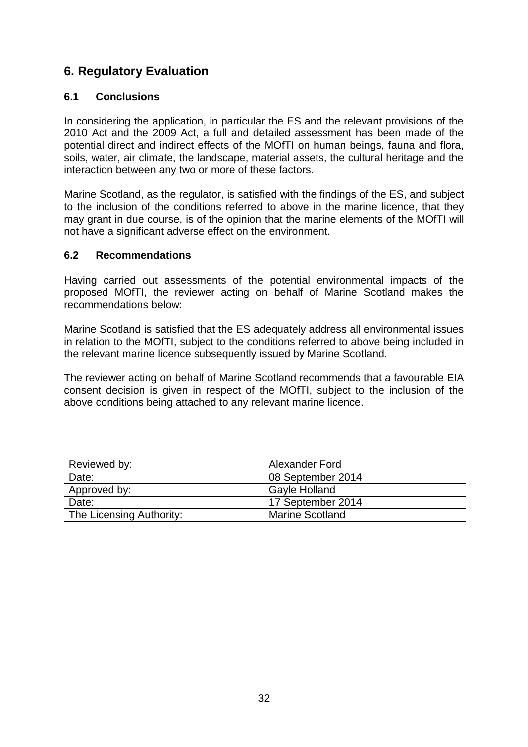# 6. Regulatory Evaluation

## 6.1 Conclusions

In considering the application, in particular the ES and the relevant provisions of the 2010 Act and the 2009 Act, a full and detailed assessment has been made of the potential direct and indirect effects of the MOfTI on human beings, fauna and flora, soils, water, air climate, the landscape, material assets, the cultural heritage and the interaction between any two or more of these factors.

Marine Scotland, as the regulator, is satisfied with the findings of the ES, and subject to the inclusion of the conditions referred to above in the marine licence, that they may grant in due course, is of the opinion that the marine elements of the MOfTI will not have a significant adverse effect on the environment.

## 6.2 Recommendations

Having carried out assessments of the potential environmental impacts of the proposed MOfTI, the reviewer acting on behalf of Marine Scotland makes the recommendations below:

Marine Scotland is satisfied that the ES adequately address all environmental issues in relation to the MOfTI, subject to the conditions referred to above being included in the relevant marine licence subsequently issued by Marine Scotland.

The reviewer acting on behalf of Marine Scotland recommends that a favourable EIA consent decision is given in respect of the MOfTI, subject to the inclusion of the above conditions being attached to any relevant marine licence.

| | |
|---|---|
| Reviewed by: | Alexander Ford |
| Date: | 08 September 2014 |
| Approved by: | Gayle Holland |
| Date: | 17 September 2014 |
| The Licensing Authority: | Marine Scotland |